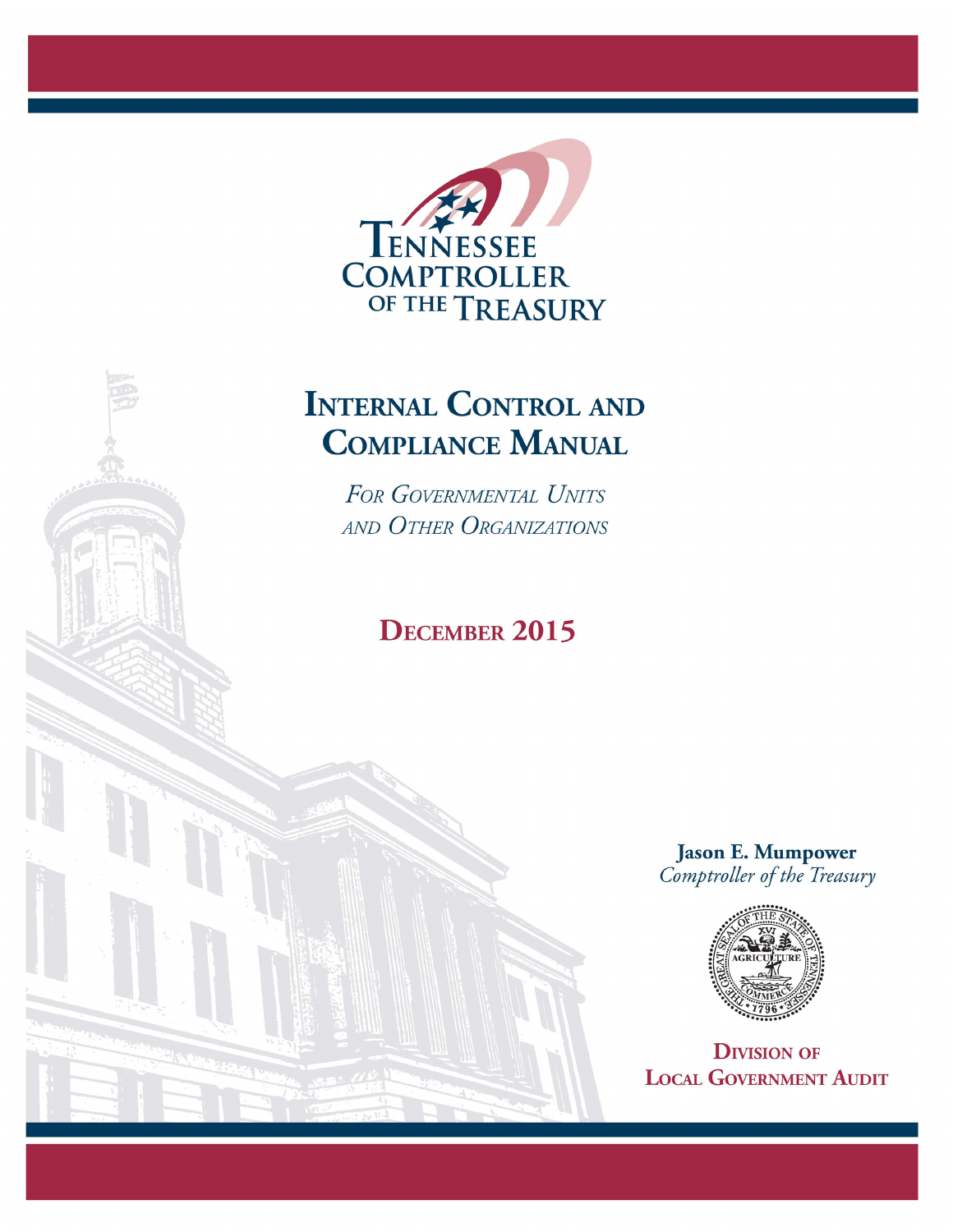Tennessee Comptroller of the Treasury

# Internal Control and Compliance Manual

*For Governmental Units and Other Organizations*

**December 2015**

**Jason E. Mumpower**
*Comptroller of the Treasury*

**Division of Local Government Audit**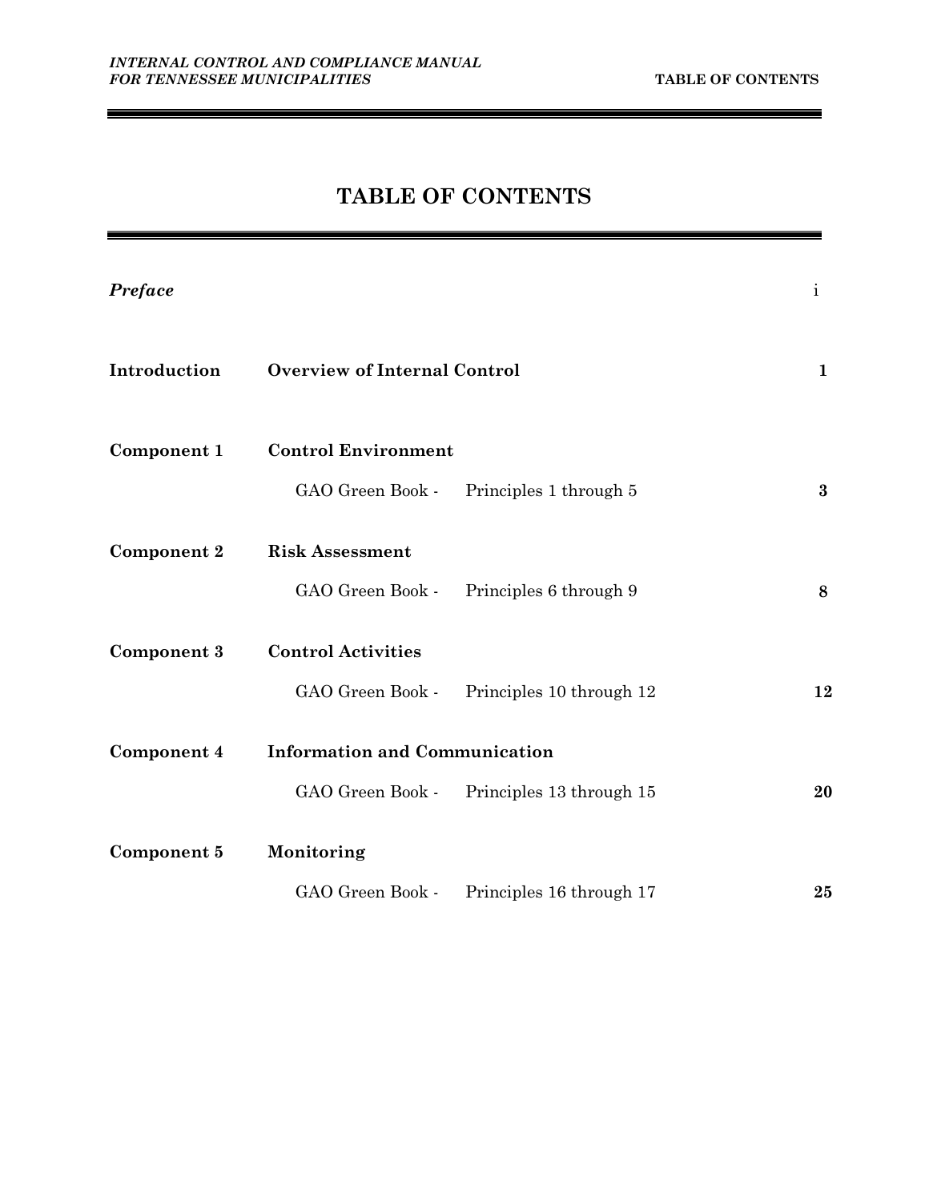# TABLE OF CONTENTS

| | | | |
|---|---|---|---|
| ***Preface*** | | | i |
| **Introduction** | **Overview of Internal Control** | | **1** |
| **Component 1** | **Control Environment** | | |
| | GAO Green Book - | Principles 1 through 5 | **3** |
| **Component 2** | **Risk Assessment** | | |
| | GAO Green Book - | Principles 6 through 9 | **8** |
| **Component 3** | **Control Activities** | | |
| | GAO Green Book - | Principles 10 through 12 | **12** |
| **Component 4** | **Information and Communication** | | |
| | GAO Green Book - | Principles 13 through 15 | **20** |
| **Component 5** | **Monitoring** | | |
| | GAO Green Book - | Principles 16 through 17 | **25** |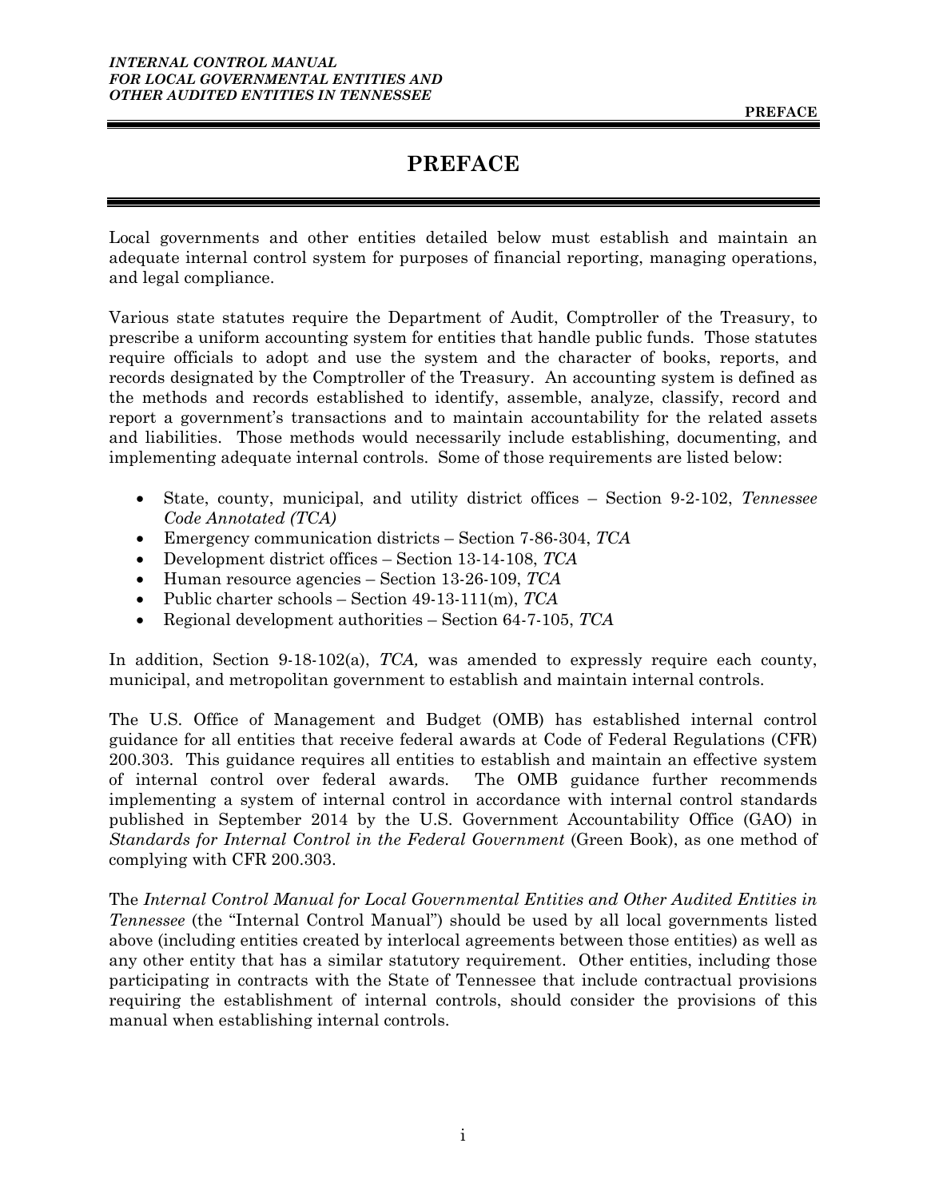# PREFACE

Local governments and other entities detailed below must establish and maintain an adequate internal control system for purposes of financial reporting, managing operations, and legal compliance.

Various state statutes require the Department of Audit, Comptroller of the Treasury, to prescribe a uniform accounting system for entities that handle public funds. Those statutes require officials to adopt and use the system and the character of books, reports, and records designated by the Comptroller of the Treasury. An accounting system is defined as the methods and records established to identify, assemble, analyze, classify, record and report a government's transactions and to maintain accountability for the related assets and liabilities. Those methods would necessarily include establishing, documenting, and implementing adequate internal controls. Some of those requirements are listed below:

- State, county, municipal, and utility district offices – Section 9-2-102, *Tennessee Code Annotated (TCA)*
- Emergency communication districts – Section 7-86-304, *TCA*
- Development district offices – Section 13-14-108, *TCA*
- Human resource agencies – Section 13-26-109, *TCA*
- Public charter schools – Section 49-13-111(m), *TCA*
- Regional development authorities – Section 64-7-105, *TCA*

In addition, Section 9-18-102(a), *TCA,* was amended to expressly require each county, municipal, and metropolitan government to establish and maintain internal controls.

The U.S. Office of Management and Budget (OMB) has established internal control guidance for all entities that receive federal awards at Code of Federal Regulations (CFR) 200.303. This guidance requires all entities to establish and maintain an effective system of internal control over federal awards. The OMB guidance further recommends implementing a system of internal control in accordance with internal control standards published in September 2014 by the U.S. Government Accountability Office (GAO) in *Standards for Internal Control in the Federal Government* (Green Book), as one method of complying with CFR 200.303.

The *Internal Control Manual for Local Governmental Entities and Other Audited Entities in Tennessee* (the "Internal Control Manual") should be used by all local governments listed above (including entities created by interlocal agreements between those entities) as well as any other entity that has a similar statutory requirement. Other entities, including those participating in contracts with the State of Tennessee that include contractual provisions requiring the establishment of internal controls, should consider the provisions of this manual when establishing internal controls.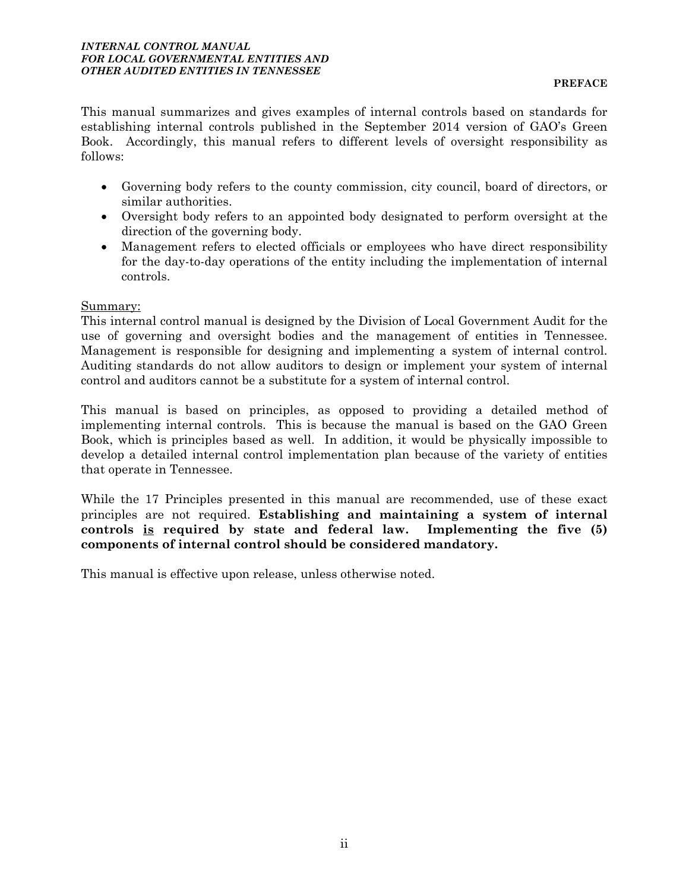## PREFACE

This manual summarizes and gives examples of internal controls based on standards for establishing internal controls published in the September 2014 version of GAO's Green Book. Accordingly, this manual refers to different levels of oversight responsibility as follows:

- Governing body refers to the county commission, city council, board of directors, or similar authorities.
- Oversight body refers to an appointed body designated to perform oversight at the direction of the governing body.
- Management refers to elected officials or employees who have direct responsibility for the day-to-day operations of the entity including the implementation of internal controls.

<u>Summary:</u>
This internal control manual is designed by the Division of Local Government Audit for the use of governing and oversight bodies and the management of entities in Tennessee. Management is responsible for designing and implementing a system of internal control. Auditing standards do not allow auditors to design or implement your system of internal control and auditors cannot be a substitute for a system of internal control.

This manual is based on principles, as opposed to providing a detailed method of implementing internal controls. This is because the manual is based on the GAO Green Book, which is principles based as well. In addition, it would be physically impossible to develop a detailed internal control implementation plan because of the variety of entities that operate in Tennessee.

While the 17 Principles presented in this manual are recommended, use of these exact principles are not required. **Establishing and maintaining a system of internal controls <u>is</u> required by state and federal law. Implementing the five (5) components of internal control should be considered mandatory.**

This manual is effective upon release, unless otherwise noted.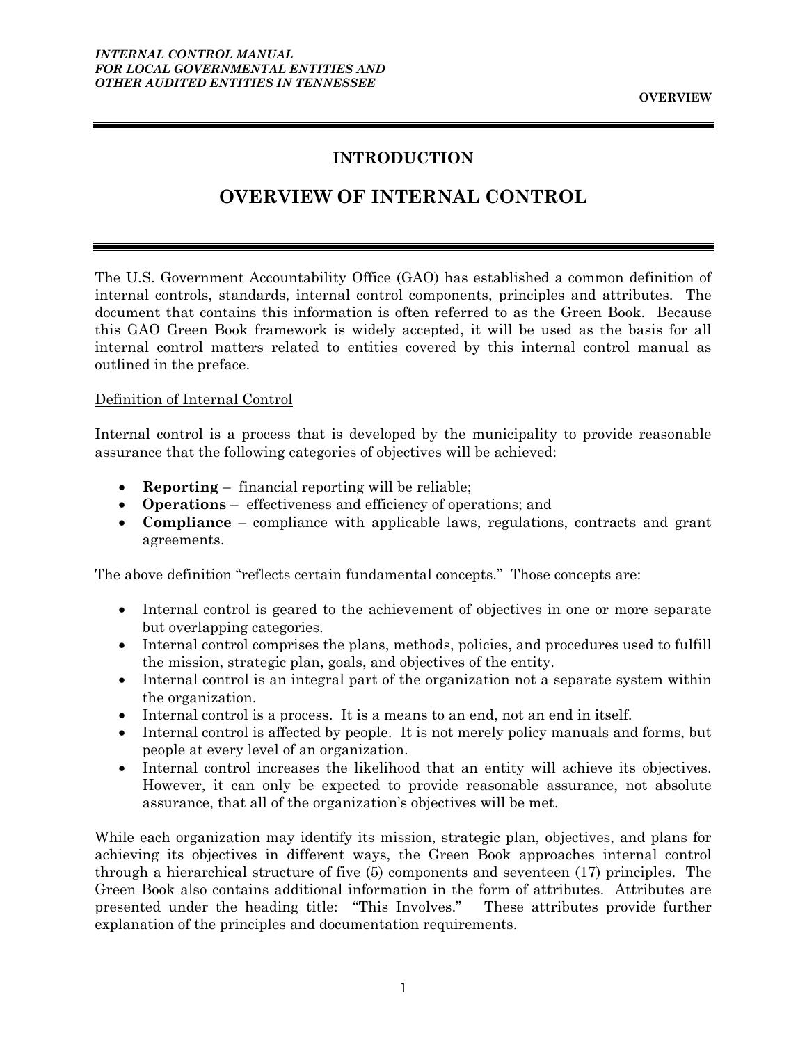# INTRODUCTION

# OVERVIEW OF INTERNAL CONTROL

The U.S. Government Accountability Office (GAO) has established a common definition of internal controls, standards, internal control components, principles and attributes. The document that contains this information is often referred to as the Green Book. Because this GAO Green Book framework is widely accepted, it will be used as the basis for all internal control matters related to entities covered by this internal control manual as outlined in the preface.

## Definition of Internal Control

Internal control is a process that is developed by the municipality to provide reasonable assurance that the following categories of objectives will be achieved:

- **Reporting** – financial reporting will be reliable;
- **Operations** – effectiveness and efficiency of operations; and
- **Compliance** – compliance with applicable laws, regulations, contracts and grant agreements.

The above definition "reflects certain fundamental concepts." Those concepts are:

- Internal control is geared to the achievement of objectives in one or more separate but overlapping categories.
- Internal control comprises the plans, methods, policies, and procedures used to fulfill the mission, strategic plan, goals, and objectives of the entity.
- Internal control is an integral part of the organization not a separate system within the organization.
- Internal control is a process. It is a means to an end, not an end in itself.
- Internal control is affected by people. It is not merely policy manuals and forms, but people at every level of an organization.
- Internal control increases the likelihood that an entity will achieve its objectives. However, it can only be expected to provide reasonable assurance, not absolute assurance, that all of the organization's objectives will be met.

While each organization may identify its mission, strategic plan, objectives, and plans for achieving its objectives in different ways, the Green Book approaches internal control through a hierarchical structure of five (5) components and seventeen (17) principles. The Green Book also contains additional information in the form of attributes. Attributes are presented under the heading title: "This Involves." These attributes provide further explanation of the principles and documentation requirements.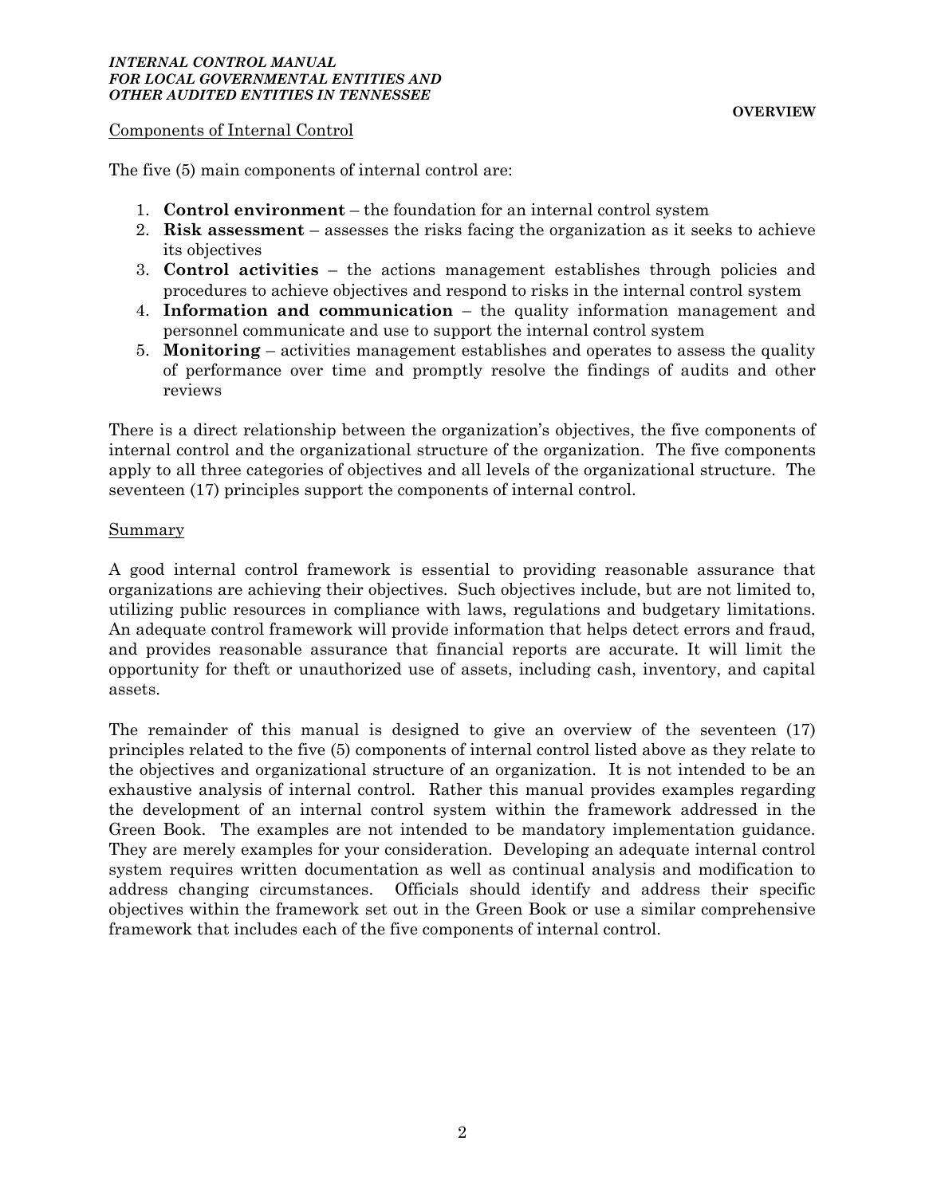## Components of Internal Control

The five (5) main components of internal control are:

1. **Control environment** – the foundation for an internal control system
2. **Risk assessment** – assesses the risks facing the organization as it seeks to achieve its objectives
3. **Control activities** – the actions management establishes through policies and procedures to achieve objectives and respond to risks in the internal control system
4. **Information and communication** – the quality information management and personnel communicate and use to support the internal control system
5. **Monitoring** – activities management establishes and operates to assess the quality of performance over time and promptly resolve the findings of audits and other reviews

There is a direct relationship between the organization's objectives, the five components of internal control and the organizational structure of the organization. The five components apply to all three categories of objectives and all levels of the organizational structure. The seventeen (17) principles support the components of internal control.

## Summary

A good internal control framework is essential to providing reasonable assurance that organizations are achieving their objectives. Such objectives include, but are not limited to, utilizing public resources in compliance with laws, regulations and budgetary limitations. An adequate control framework will provide information that helps detect errors and fraud, and provides reasonable assurance that financial reports are accurate. It will limit the opportunity for theft or unauthorized use of assets, including cash, inventory, and capital assets.

The remainder of this manual is designed to give an overview of the seventeen (17) principles related to the five (5) components of internal control listed above as they relate to the objectives and organizational structure of an organization. It is not intended to be an exhaustive analysis of internal control. Rather this manual provides examples regarding the development of an internal control system within the framework addressed in the Green Book. The examples are not intended to be mandatory implementation guidance. They are merely examples for your consideration. Developing an adequate internal control system requires written documentation as well as continual analysis and modification to address changing circumstances. Officials should identify and address their specific objectives within the framework set out in the Green Book or use a similar comprehensive framework that includes each of the five components of internal control.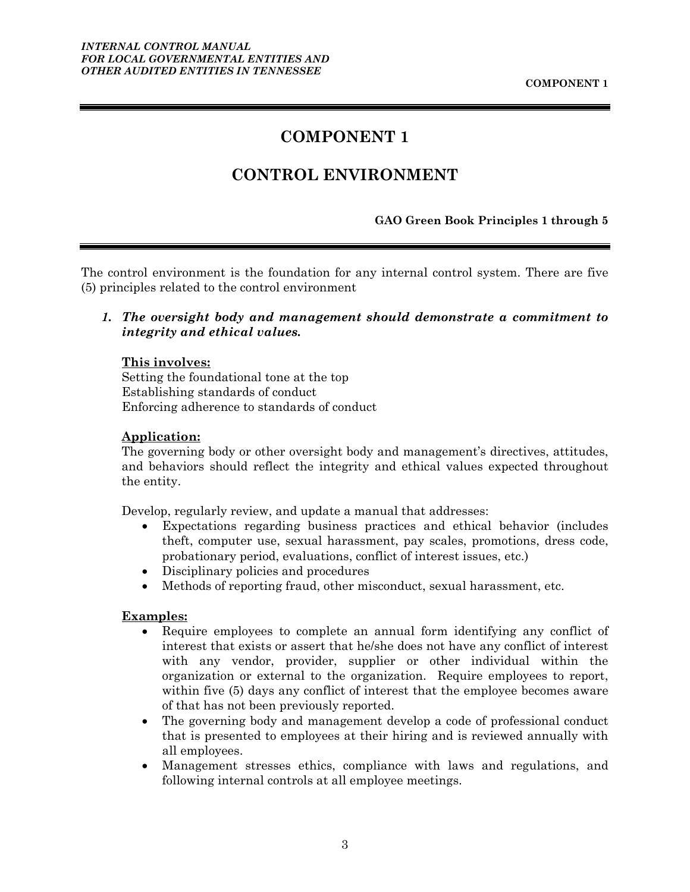# COMPONENT 1

## CONTROL ENVIRONMENT

**GAO Green Book Principles 1 through 5**

The control environment is the foundation for any internal control system. There are five (5) principles related to the control environment

1. ***The oversight body and management should demonstrate a commitment to integrity and ethical values.***

   **This involves:**
   Setting the foundational tone at the top
   Establishing standards of conduct
   Enforcing adherence to standards of conduct

   **Application:**
   The governing body or other oversight body and management's directives, attitudes, and behaviors should reflect the integrity and ethical values expected throughout the entity.

   Develop, regularly review, and update a manual that addresses:
   - Expectations regarding business practices and ethical behavior (includes theft, computer use, sexual harassment, pay scales, promotions, dress code, probationary period, evaluations, conflict of interest issues, etc.)
   - Disciplinary policies and procedures
   - Methods of reporting fraud, other misconduct, sexual harassment, etc.

   **Examples:**
   - Require employees to complete an annual form identifying any conflict of interest that exists or assert that he/she does not have any conflict of interest with any vendor, provider, supplier or other individual within the organization or external to the organization. Require employees to report, within five (5) days any conflict of interest that the employee becomes aware of that has not been previously reported.
   - The governing body and management develop a code of professional conduct that is presented to employees at their hiring and is reviewed annually with all employees.
   - Management stresses ethics, compliance with laws and regulations, and following internal controls at all employee meetings.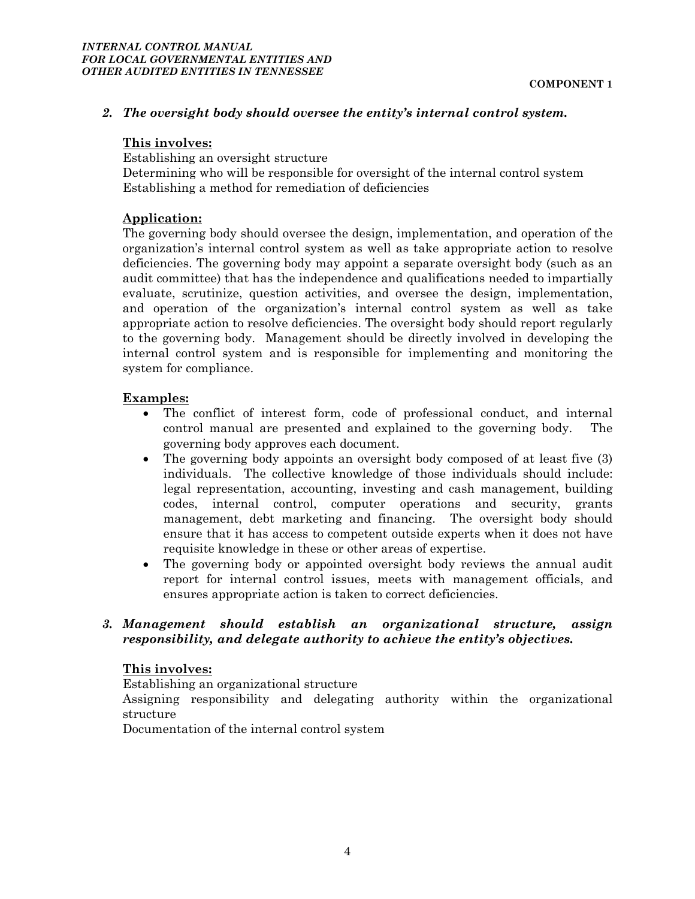*2. The oversight body should oversee the entity's internal control system.*

**This involves:**

Establishing an oversight structure
Determining who will be responsible for oversight of the internal control system
Establishing a method for remediation of deficiencies

**Application:**

The governing body should oversee the design, implementation, and operation of the organization's internal control system as well as take appropriate action to resolve deficiencies. The governing body may appoint a separate oversight body (such as an audit committee) that has the independence and qualifications needed to impartially evaluate, scrutinize, question activities, and oversee the design, implementation, and operation of the organization's internal control system as well as take appropriate action to resolve deficiencies. The oversight body should report regularly to the governing body. Management should be directly involved in developing the internal control system and is responsible for implementing and monitoring the system for compliance.

**Examples:**

- The conflict of interest form, code of professional conduct, and internal control manual are presented and explained to the governing body. The governing body approves each document.
- The governing body appoints an oversight body composed of at least five (3) individuals. The collective knowledge of those individuals should include: legal representation, accounting, investing and cash management, building codes, internal control, computer operations and security, grants management, debt marketing and financing. The oversight body should ensure that it has access to competent outside experts when it does not have requisite knowledge in these or other areas of expertise.
- The governing body or appointed oversight body reviews the annual audit report for internal control issues, meets with management officials, and ensures appropriate action is taken to correct deficiencies.

*3. Management should establish an organizational structure, assign responsibility, and delegate authority to achieve the entity's objectives.*

**This involves:**

Establishing an organizational structure
Assigning responsibility and delegating authority within the organizational structure
Documentation of the internal control system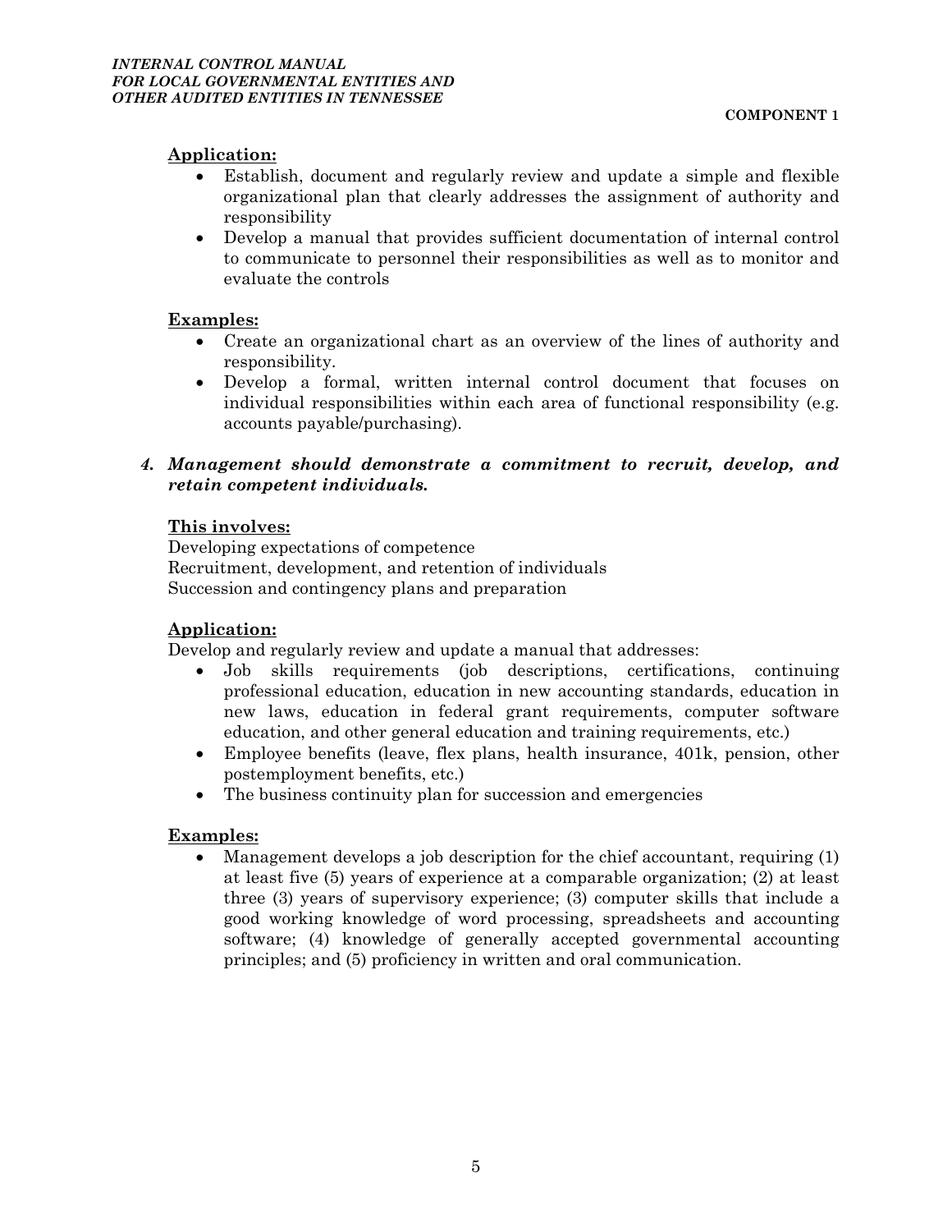**Application:**

- Establish, document and regularly review and update a simple and flexible organizational plan that clearly addresses the assignment of authority and responsibility
- Develop a manual that provides sufficient documentation of internal control to communicate to personnel their responsibilities as well as to monitor and evaluate the controls

**Examples:**

- Create an organizational chart as an overview of the lines of authority and responsibility.
- Develop a formal, written internal control document that focuses on individual responsibilities within each area of functional responsibility (e.g. accounts payable/purchasing).

***4. Management should demonstrate a commitment to recruit, develop, and retain competent individuals.***

**This involves:**

Developing expectations of competence
Recruitment, development, and retention of individuals
Succession and contingency plans and preparation

**Application:**

Develop and regularly review and update a manual that addresses:

- Job skills requirements (job descriptions, certifications, continuing professional education, education in new accounting standards, education in new laws, education in federal grant requirements, computer software education, and other general education and training requirements, etc.)
- Employee benefits (leave, flex plans, health insurance, 401k, pension, other postemployment benefits, etc.)
- The business continuity plan for succession and emergencies

**Examples:**

- Management develops a job description for the chief accountant, requiring (1) at least five (5) years of experience at a comparable organization; (2) at least three (3) years of supervisory experience; (3) computer skills that include a good working knowledge of word processing, spreadsheets and accounting software; (4) knowledge of generally accepted governmental accounting principles; and (5) proficiency in written and oral communication.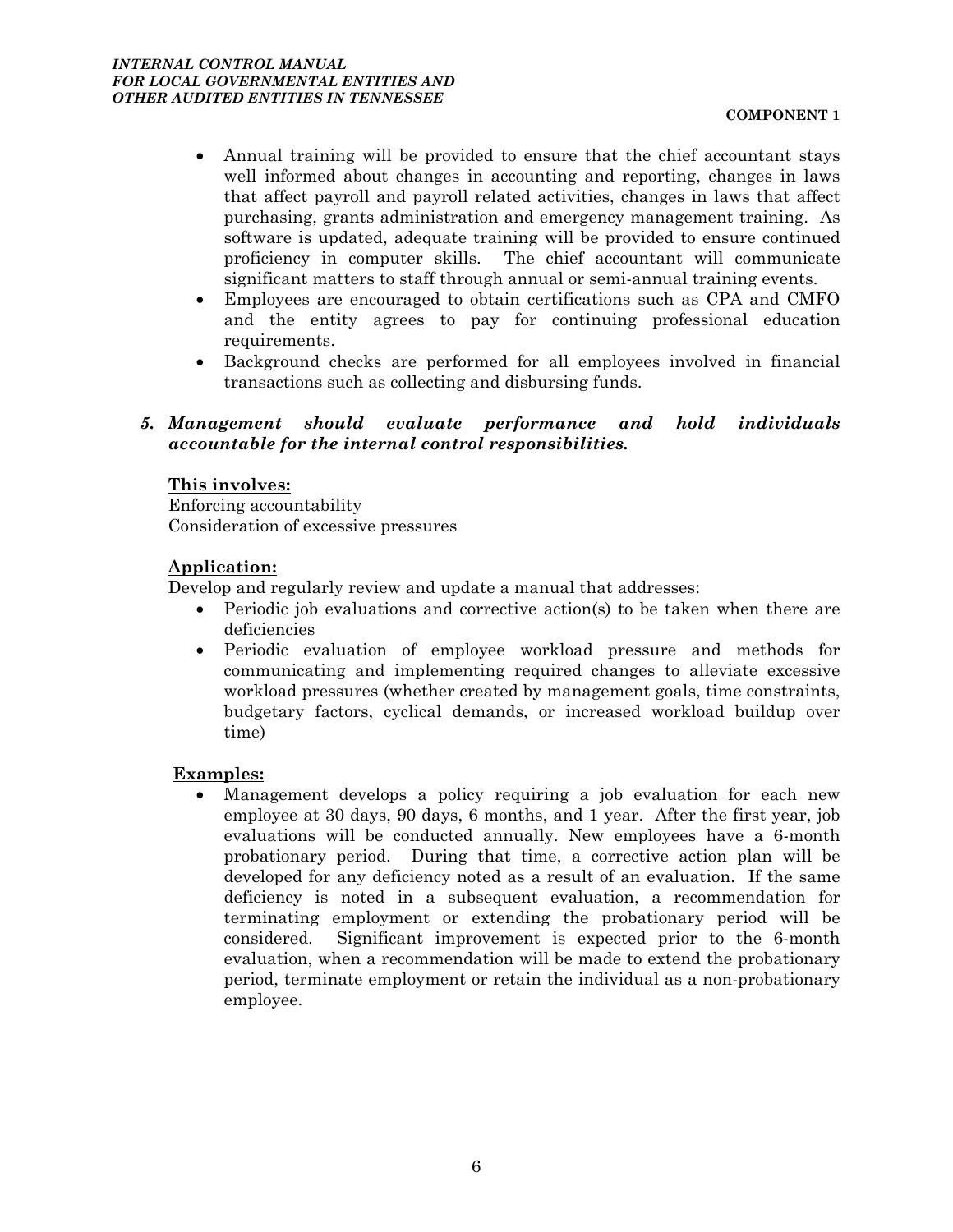- Annual training will be provided to ensure that the chief accountant stays well informed about changes in accounting and reporting, changes in laws that affect payroll and payroll related activities, changes in laws that affect purchasing, grants administration and emergency management training. As software is updated, adequate training will be provided to ensure continued proficiency in computer skills. The chief accountant will communicate significant matters to staff through annual or semi-annual training events.
- Employees are encouraged to obtain certifications such as CPA and CMFO and the entity agrees to pay for continuing professional education requirements.
- Background checks are performed for all employees involved in financial transactions such as collecting and disbursing funds.

***5. Management should evaluate performance and hold individuals accountable for the internal control responsibilities.***

**<u>This involves:</u>**
Enforcing accountability
Consideration of excessive pressures

**<u>Application:</u>**
Develop and regularly review and update a manual that addresses:

- Periodic job evaluations and corrective action(s) to be taken when there are deficiencies
- Periodic evaluation of employee workload pressure and methods for communicating and implementing required changes to alleviate excessive workload pressures (whether created by management goals, time constraints, budgetary factors, cyclical demands, or increased workload buildup over time)

**<u>Examples:</u>**

- Management develops a policy requiring a job evaluation for each new employee at 30 days, 90 days, 6 months, and 1 year. After the first year, job evaluations will be conducted annually. New employees have a 6-month probationary period. During that time, a corrective action plan will be developed for any deficiency noted as a result of an evaluation. If the same deficiency is noted in a subsequent evaluation, a recommendation for terminating employment or extending the probationary period will be considered. Significant improvement is expected prior to the 6-month evaluation, when a recommendation will be made to extend the probationary period, terminate employment or retain the individual as a non-probationary employee.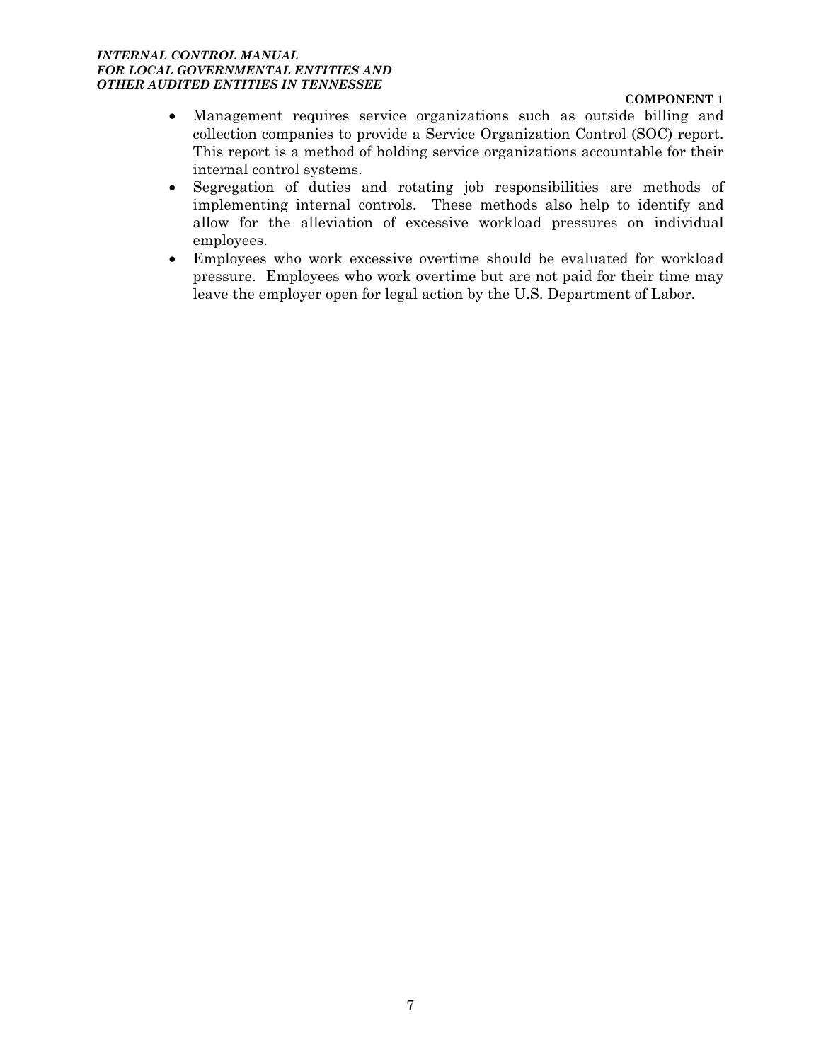- Management requires service organizations such as outside billing and collection companies to provide a Service Organization Control (SOC) report. This report is a method of holding service organizations accountable for their internal control systems.
- Segregation of duties and rotating job responsibilities are methods of implementing internal controls. These methods also help to identify and allow for the alleviation of excessive workload pressures on individual employees.
- Employees who work excessive overtime should be evaluated for workload pressure. Employees who work overtime but are not paid for their time may leave the employer open for legal action by the U.S. Department of Labor.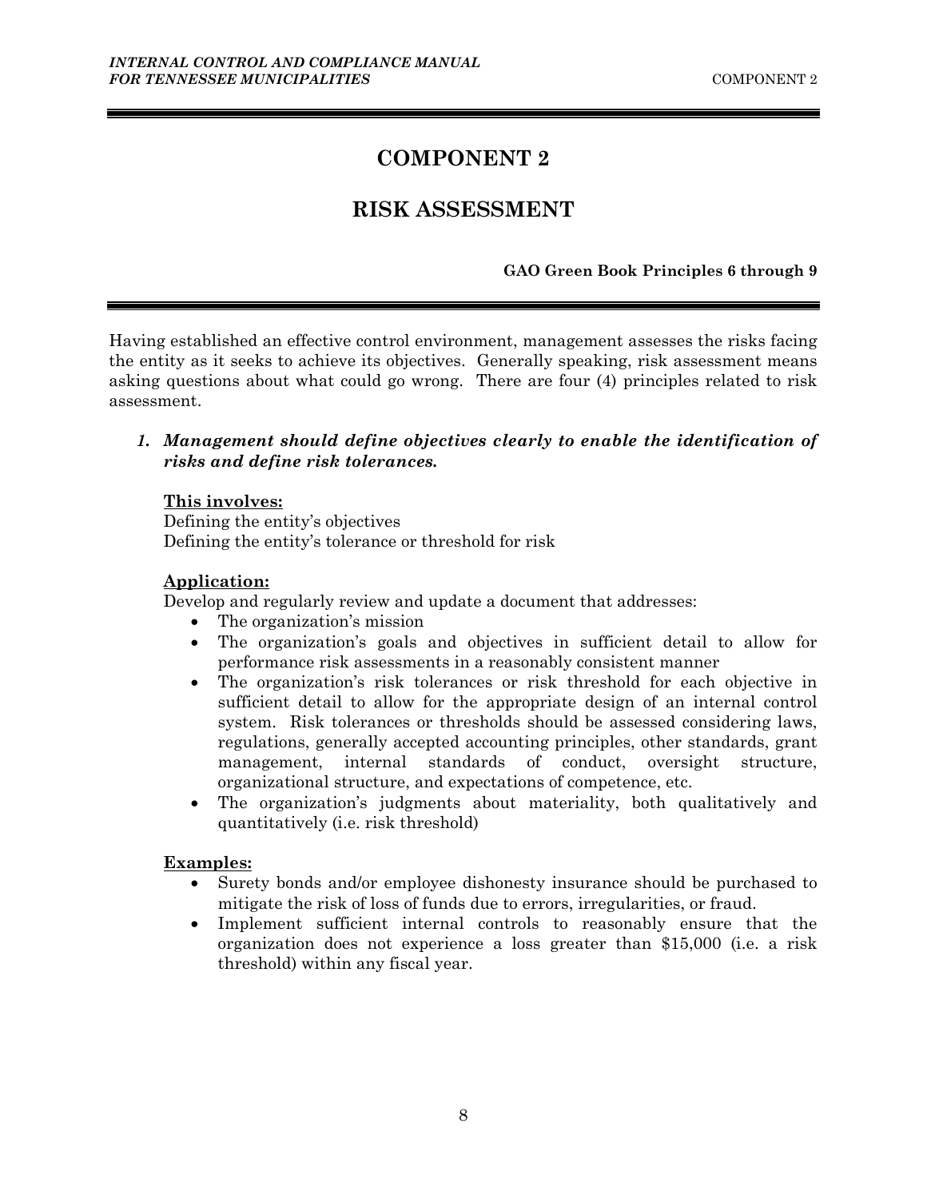# COMPONENT 2

## RISK ASSESSMENT

**GAO Green Book Principles 6 through 9**

Having established an effective control environment, management assesses the risks facing the entity as it seeks to achieve its objectives. Generally speaking, risk assessment means asking questions about what could go wrong. There are four (4) principles related to risk assessment.

1. ***Management should define objectives clearly to enable the identification of risks and define risk tolerances.***

   **<u>This involves:</u>**
   Defining the entity's objectives
   Defining the entity's tolerance or threshold for risk

   **<u>Application:</u>**
   Develop and regularly review and update a document that addresses:
   - The organization's mission
   - The organization's goals and objectives in sufficient detail to allow for performance risk assessments in a reasonably consistent manner
   - The organization's risk tolerances or risk threshold for each objective in sufficient detail to allow for the appropriate design of an internal control system. Risk tolerances or thresholds should be assessed considering laws, regulations, generally accepted accounting principles, other standards, grant management, internal standards of conduct, oversight structure, organizational structure, and expectations of competence, etc.
   - The organization's judgments about materiality, both qualitatively and quantitatively (i.e. risk threshold)

   **<u>Examples:</u>**
   - Surety bonds and/or employee dishonesty insurance should be purchased to mitigate the risk of loss of funds due to errors, irregularities, or fraud.
   - Implement sufficient internal controls to reasonably ensure that the organization does not experience a loss greater than $15,000 (i.e. a risk threshold) within any fiscal year.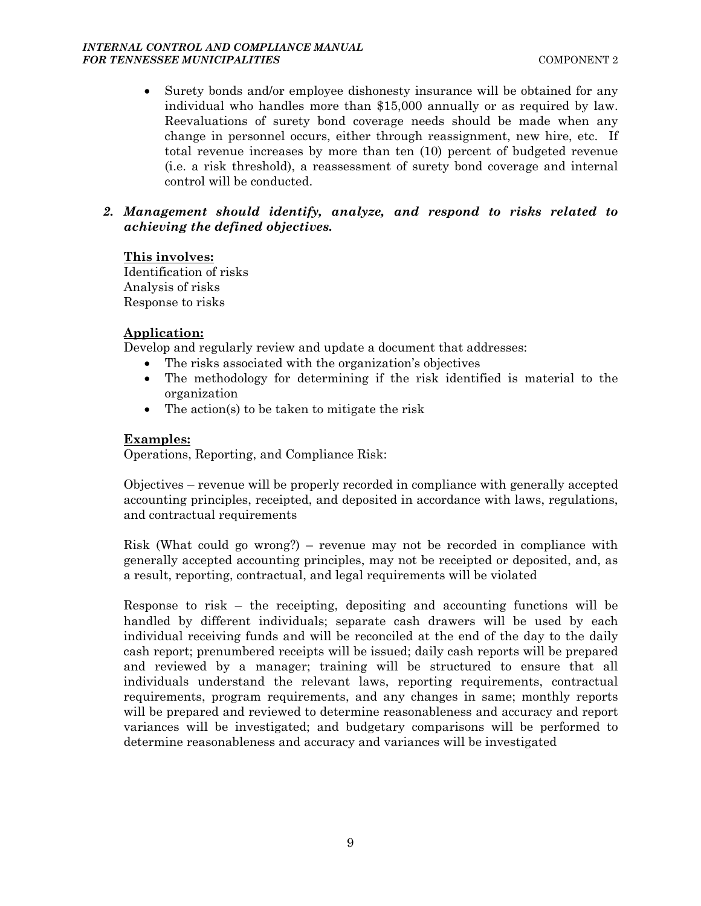- Surety bonds and/or employee dishonesty insurance will be obtained for any individual who handles more than $15,000 annually or as required by law. Reevaluations of surety bond coverage needs should be made when any change in personnel occurs, either through reassignment, new hire, etc. If total revenue increases by more than ten (10) percent of budgeted revenue (i.e. a risk threshold), a reassessment of surety bond coverage and internal control will be conducted.

### *2. Management should identify, analyze, and respond to risks related to achieving the defined objectives.*

**This involves:**

Identification of risks
Analysis of risks
Response to risks

**Application:**

Develop and regularly review and update a document that addresses:

- The risks associated with the organization's objectives
- The methodology for determining if the risk identified is material to the organization
- The action(s) to be taken to mitigate the risk

**Examples:**

Operations, Reporting, and Compliance Risk:

Objectives – revenue will be properly recorded in compliance with generally accepted accounting principles, receipted, and deposited in accordance with laws, regulations, and contractual requirements

Risk (What could go wrong?) – revenue may not be recorded in compliance with generally accepted accounting principles, may not be receipted or deposited, and, as a result, reporting, contractual, and legal requirements will be violated

Response to risk – the receipting, depositing and accounting functions will be handled by different individuals; separate cash drawers will be used by each individual receiving funds and will be reconciled at the end of the day to the daily cash report; prenumbered receipts will be issued; daily cash reports will be prepared and reviewed by a manager; training will be structured to ensure that all individuals understand the relevant laws, reporting requirements, contractual requirements, program requirements, and any changes in same; monthly reports will be prepared and reviewed to determine reasonableness and accuracy and report variances will be investigated; and budgetary comparisons will be performed to determine reasonableness and accuracy and variances will be investigated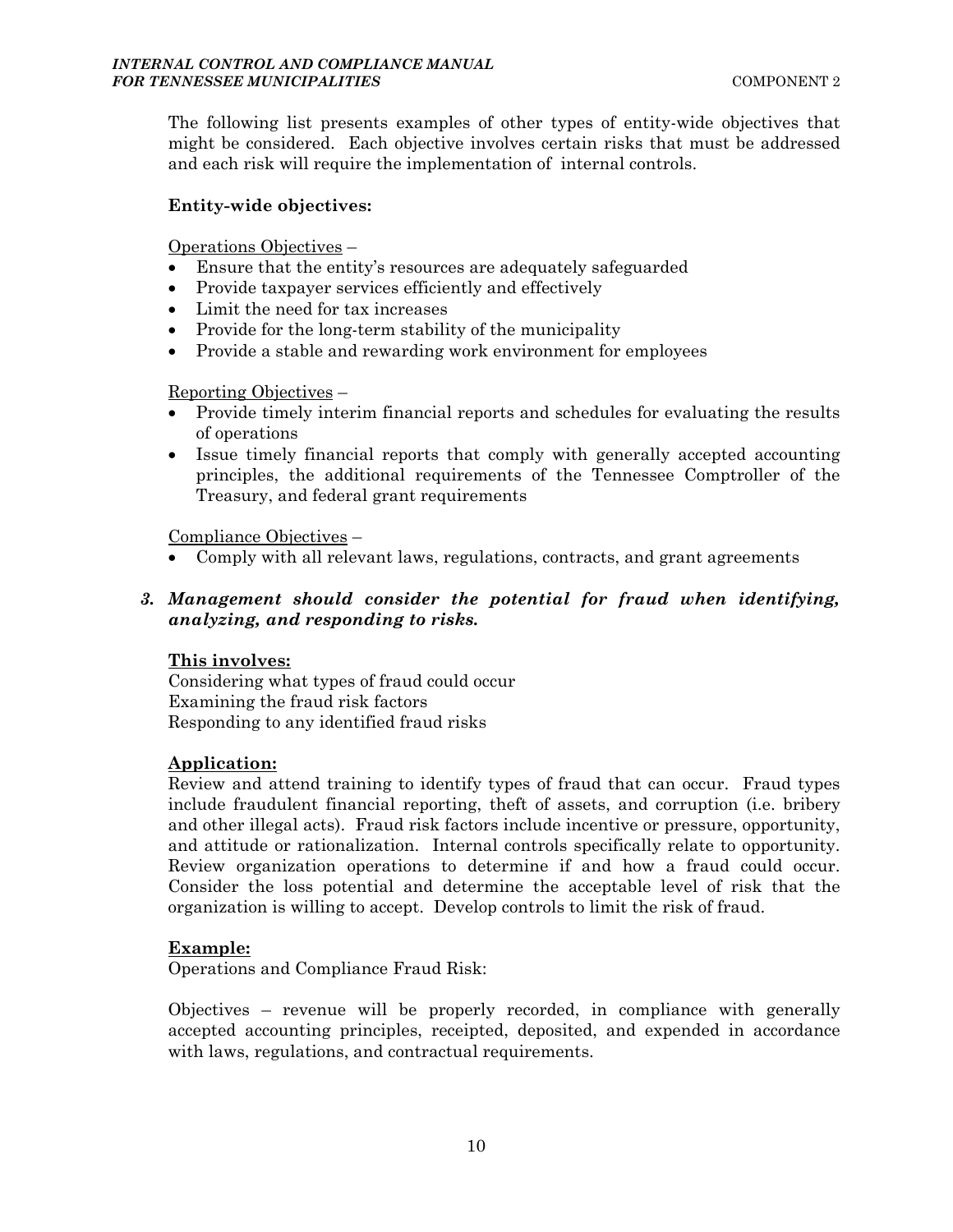The following list presents examples of other types of entity-wide objectives that might be considered. Each objective involves certain risks that must be addressed and each risk will require the implementation of internal controls.

**Entity-wide objectives:**

Operations Objectives –

- Ensure that the entity's resources are adequately safeguarded
- Provide taxpayer services efficiently and effectively
- Limit the need for tax increases
- Provide for the long-term stability of the municipality
- Provide a stable and rewarding work environment for employees

Reporting Objectives –

- Provide timely interim financial reports and schedules for evaluating the results of operations
- Issue timely financial reports that comply with generally accepted accounting principles, the additional requirements of the Tennessee Comptroller of the Treasury, and federal grant requirements

Compliance Objectives –

- Comply with all relevant laws, regulations, contracts, and grant agreements

### *3. Management should consider the potential for fraud when identifying, analyzing, and responding to risks.*

**This involves:**

Considering what types of fraud could occur
Examining the fraud risk factors
Responding to any identified fraud risks

**Application:**

Review and attend training to identify types of fraud that can occur. Fraud types include fraudulent financial reporting, theft of assets, and corruption (i.e. bribery and other illegal acts). Fraud risk factors include incentive or pressure, opportunity, and attitude or rationalization. Internal controls specifically relate to opportunity. Review organization operations to determine if and how a fraud could occur. Consider the loss potential and determine the acceptable level of risk that the organization is willing to accept. Develop controls to limit the risk of fraud.

**Example:**

Operations and Compliance Fraud Risk:

Objectives – revenue will be properly recorded, in compliance with generally accepted accounting principles, receipted, deposited, and expended in accordance with laws, regulations, and contractual requirements.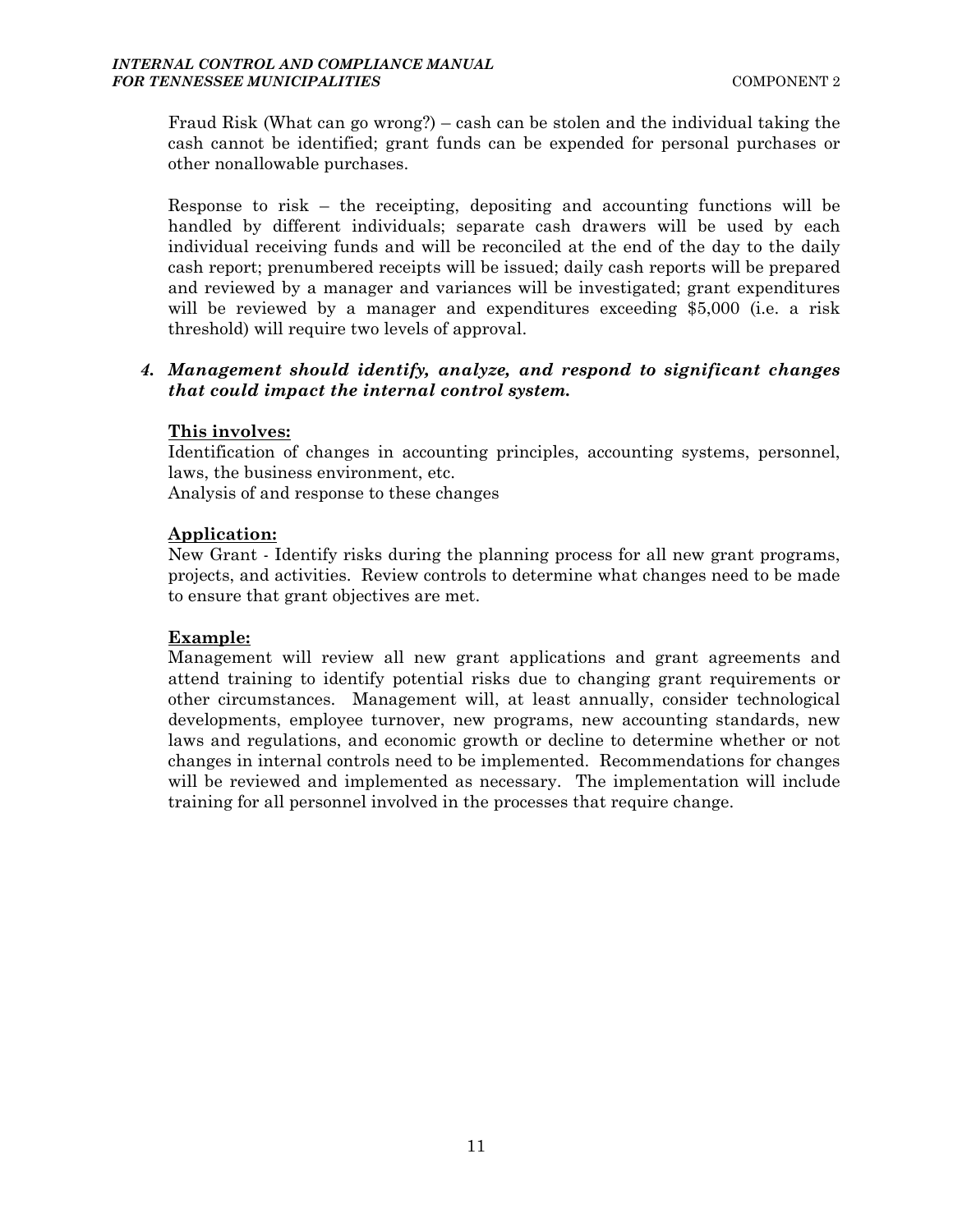Fraud Risk (What can go wrong?) – cash can be stolen and the individual taking the cash cannot be identified; grant funds can be expended for personal purchases or other nonallowable purchases.

Response to risk – the receipting, depositing and accounting functions will be handled by different individuals; separate cash drawers will be used by each individual receiving funds and will be reconciled at the end of the day to the daily cash report; prenumbered receipts will be issued; daily cash reports will be prepared and reviewed by a manager and variances will be investigated; grant expenditures will be reviewed by a manager and expenditures exceeding $5,000 (i.e. a risk threshold) will require two levels of approval.

***4. Management should identify, analyze, and respond to significant changes that could impact the internal control system.***

**This involves:**
Identification of changes in accounting principles, accounting systems, personnel, laws, the business environment, etc.
Analysis of and response to these changes

**Application:**
New Grant - Identify risks during the planning process for all new grant programs, projects, and activities. Review controls to determine what changes need to be made to ensure that grant objectives are met.

**Example:**
Management will review all new grant applications and grant agreements and attend training to identify potential risks due to changing grant requirements or other circumstances. Management will, at least annually, consider technological developments, employee turnover, new programs, new accounting standards, new laws and regulations, and economic growth or decline to determine whether or not changes in internal controls need to be implemented. Recommendations for changes will be reviewed and implemented as necessary. The implementation will include training for all personnel involved in the processes that require change.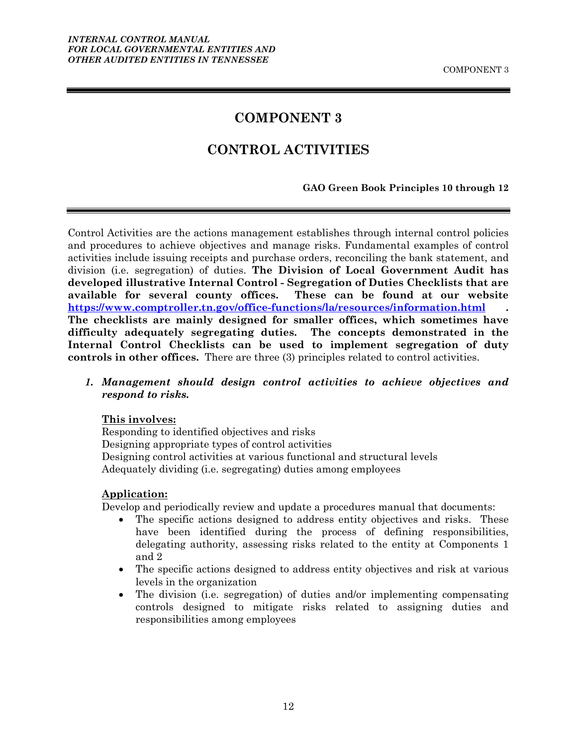# COMPONENT 3

# CONTROL ACTIVITIES

**GAO Green Book Principles 10 through 12**

Control Activities are the actions management establishes through internal control policies and procedures to achieve objectives and manage risks. Fundamental examples of control activities include issuing receipts and purchase orders, reconciling the bank statement, and division (i.e. segregation) of duties. **The Division of Local Government Audit has developed illustrative Internal Control - Segregation of Duties Checklists that are available for several county offices. These can be found at our website [https://www.comptroller.tn.gov/office-functions/la/resources/information.html](https://www.comptroller.tn.gov/office-functions/la/resources/information.html). The checklists are mainly designed for smaller offices, which sometimes have difficulty adequately segregating duties. The concepts demonstrated in the Internal Control Checklists can be used to implement segregation of duty controls in other offices.** There are three (3) principles related to control activities.

1. ***Management should design control activities to achieve objectives and respond to risks.***

   **<u>This involves:</u>**
   Responding to identified objectives and risks
   Designing appropriate types of control activities
   Designing control activities at various functional and structural levels
   Adequately dividing (i.e. segregating) duties among employees

   **<u>Application:</u>**
   Develop and periodically review and update a procedures manual that documents:

   - The specific actions designed to address entity objectives and risks. These have been identified during the process of defining responsibilities, delegating authority, assessing risks related to the entity at Components 1 and 2
   - The specific actions designed to address entity objectives and risk at various levels in the organization
   - The division (i.e. segregation) of duties and/or implementing compensating controls designed to mitigate risks related to assigning duties and responsibilities among employees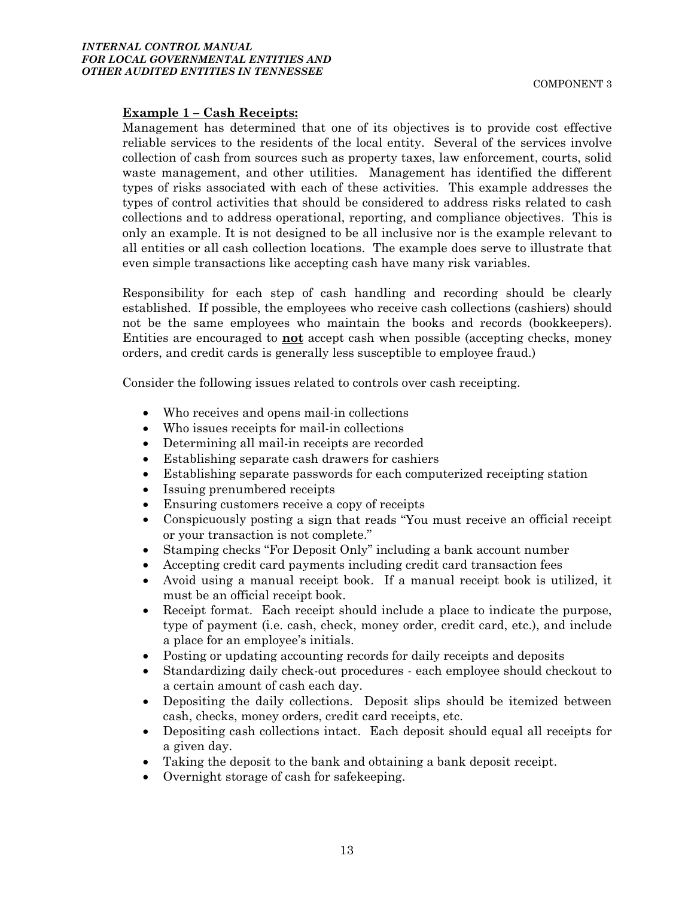**Example 1 – Cash Receipts:**

Management has determined that one of its objectives is to provide cost effective reliable services to the residents of the local entity. Several of the services involve collection of cash from sources such as property taxes, law enforcement, courts, solid waste management, and other utilities. Management has identified the different types of risks associated with each of these activities. This example addresses the types of control activities that should be considered to address risks related to cash collections and to address operational, reporting, and compliance objectives. This is only an example. It is not designed to be all inclusive nor is the example relevant to all entities or all cash collection locations. The example does serve to illustrate that even simple transactions like accepting cash have many risk variables.

Responsibility for each step of cash handling and recording should be clearly established. If possible, the employees who receive cash collections (cashiers) should not be the same employees who maintain the books and records (bookkeepers). Entities are encouraged to **not** accept cash when possible (accepting checks, money orders, and credit cards is generally less susceptible to employee fraud.)

Consider the following issues related to controls over cash receipting.

- Who receives and opens mail-in collections
- Who issues receipts for mail-in collections
- Determining all mail-in receipts are recorded
- Establishing separate cash drawers for cashiers
- Establishing separate passwords for each computerized receipting station
- Issuing prenumbered receipts
- Ensuring customers receive a copy of receipts
- Conspicuously posting a sign that reads "You must receive an official receipt or your transaction is not complete."
- Stamping checks "For Deposit Only" including a bank account number
- Accepting credit card payments including credit card transaction fees
- Avoid using a manual receipt book. If a manual receipt book is utilized, it must be an official receipt book.
- Receipt format. Each receipt should include a place to indicate the purpose, type of payment (i.e. cash, check, money order, credit card, etc.), and include a place for an employee's initials.
- Posting or updating accounting records for daily receipts and deposits
- Standardizing daily check-out procedures - each employee should checkout to a certain amount of cash each day.
- Depositing the daily collections. Deposit slips should be itemized between cash, checks, money orders, credit card receipts, etc.
- Depositing cash collections intact. Each deposit should equal all receipts for a given day.
- Taking the deposit to the bank and obtaining a bank deposit receipt.
- Overnight storage of cash for safekeeping.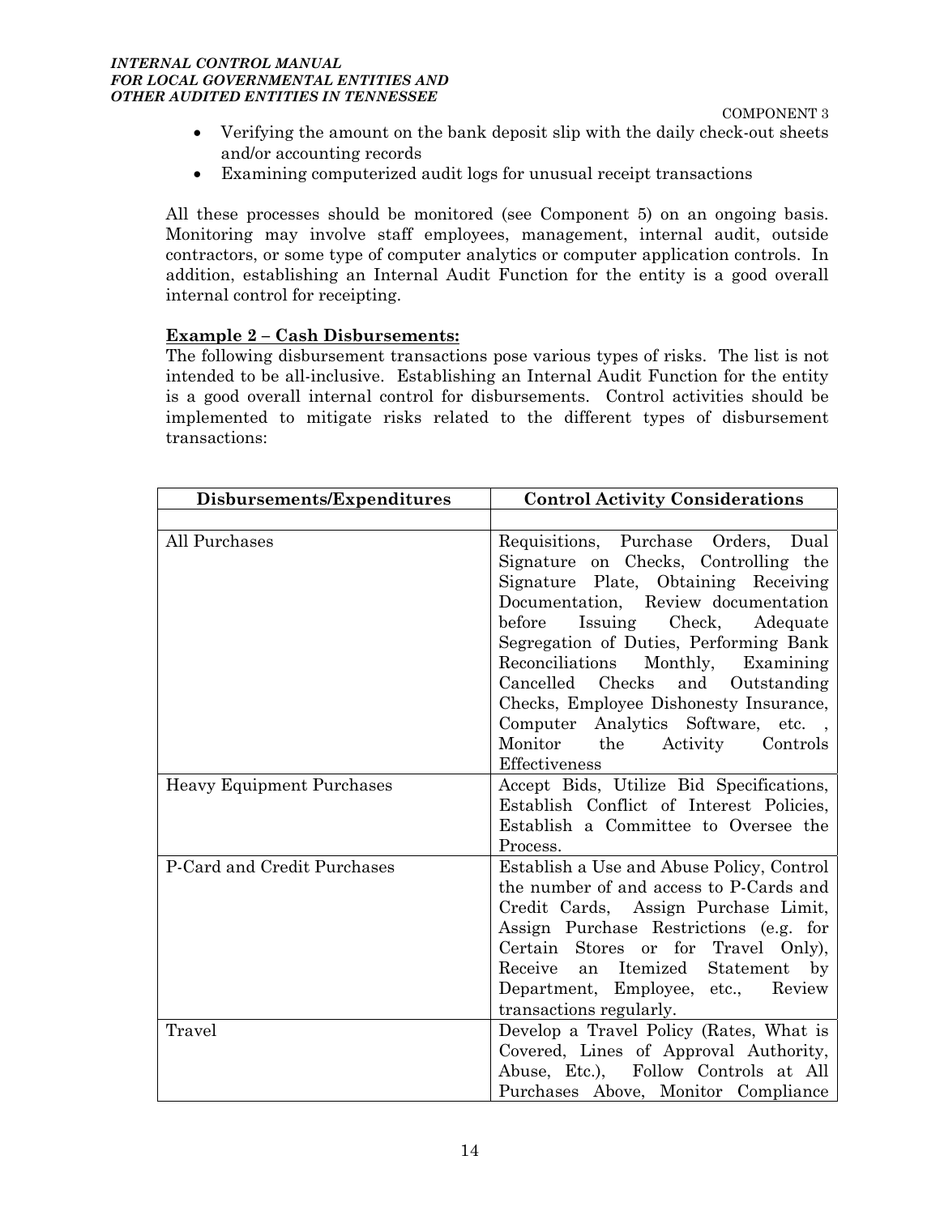- Verifying the amount on the bank deposit slip with the daily check-out sheets and/or accounting records
- Examining computerized audit logs for unusual receipt transactions

All these processes should be monitored (see Component 5) on an ongoing basis. Monitoring may involve staff employees, management, internal audit, outside contractors, or some type of computer analytics or computer application controls. In addition, establishing an Internal Audit Function for the entity is a good overall internal control for receipting.

**Example 2 – Cash Disbursements:**

The following disbursement transactions pose various types of risks. The list is not intended to be all-inclusive. Establishing an Internal Audit Function for the entity is a good overall internal control for disbursements. Control activities should be implemented to mitigate risks related to the different types of disbursement transactions:

| Disbursements/Expenditures | Control Activity Considerations |
|---|---|
| | |
| All Purchases | Requisitions, Purchase Orders, Dual Signature on Checks, Controlling the Signature Plate, Obtaining Receiving Documentation, Review documentation before Issuing Check, Adequate Segregation of Duties, Performing Bank Reconciliations Monthly, Examining Cancelled Checks and Outstanding Checks, Employee Dishonesty Insurance, Computer Analytics Software, etc. , Monitor the Activity Controls Effectiveness |
| Heavy Equipment Purchases | Accept Bids, Utilize Bid Specifications, Establish Conflict of Interest Policies, Establish a Committee to Oversee the Process. |
| P-Card and Credit Purchases | Establish a Use and Abuse Policy, Control the number of and access to P-Cards and Credit Cards, Assign Purchase Limit, Assign Purchase Restrictions (e.g. for Certain Stores or for Travel Only), Receive an Itemized Statement by Department, Employee, etc., Review transactions regularly. |
| Travel | Develop a Travel Policy (Rates, What is Covered, Lines of Approval Authority, Abuse, Etc.), Follow Controls at All Purchases Above, Monitor Compliance |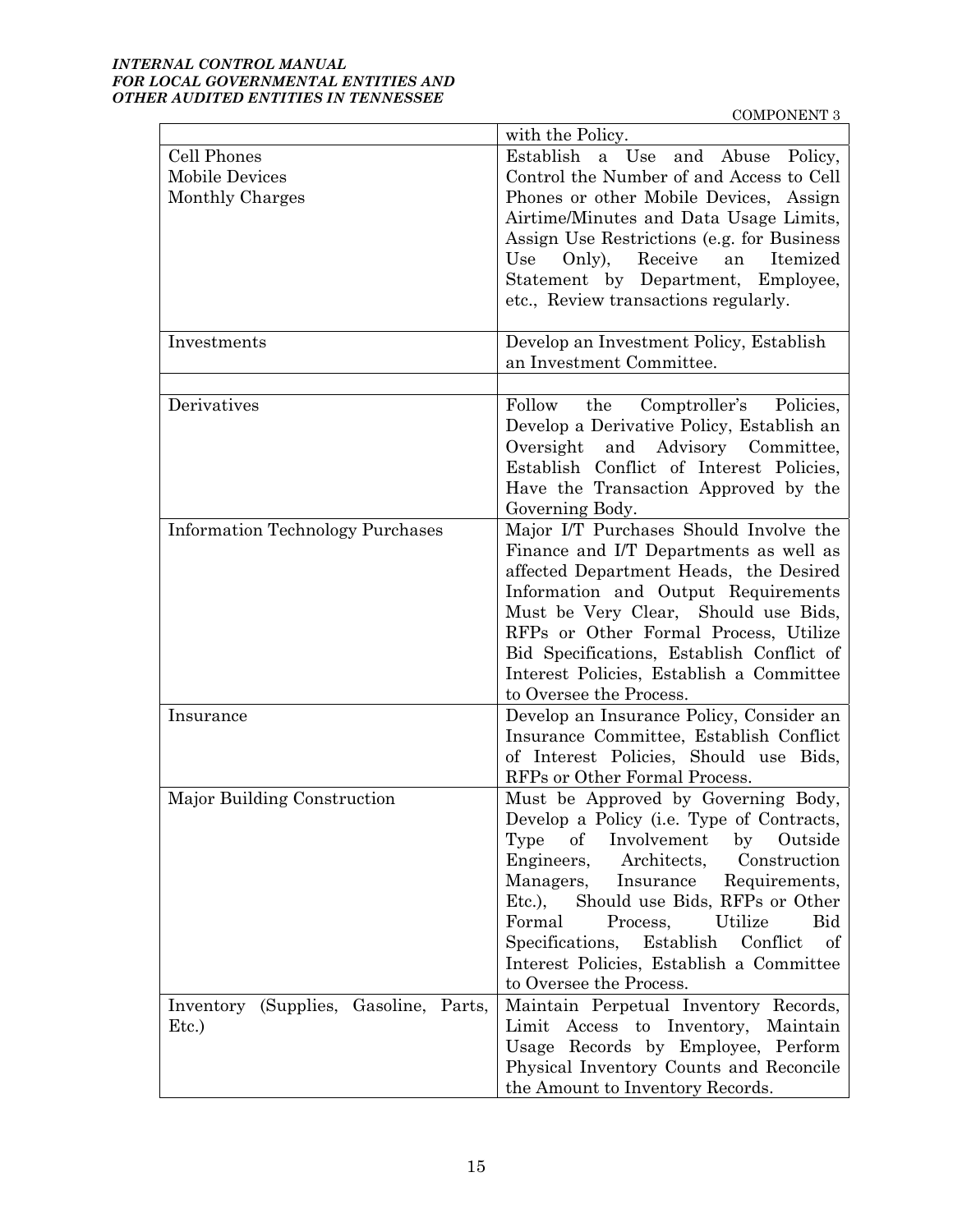| | |
|---|---|
| | with the Policy. |
| Cell Phones<br>Mobile Devices<br>Monthly Charges | Establish a Use and Abuse Policy, Control the Number of and Access to Cell Phones or other Mobile Devices, Assign Airtime/Minutes and Data Usage Limits, Assign Use Restrictions (e.g. for Business Use Only), Receive an Itemized Statement by Department, Employee, etc., Review transactions regularly. |
| Investments | Develop an Investment Policy, Establish an Investment Committee. |
| | |
| Derivatives | Follow the Comptroller's Policies, Develop a Derivative Policy, Establish an Oversight and Advisory Committee, Establish Conflict of Interest Policies, Have the Transaction Approved by the Governing Body. |
| Information Technology Purchases | Major I/T Purchases Should Involve the Finance and I/T Departments as well as affected Department Heads, the Desired Information and Output Requirements Must be Very Clear, Should use Bids, RFPs or Other Formal Process, Utilize Bid Specifications, Establish Conflict of Interest Policies, Establish a Committee to Oversee the Process. |
| Insurance | Develop an Insurance Policy, Consider an Insurance Committee, Establish Conflict of Interest Policies, Should use Bids, RFPs or Other Formal Process. |
| Major Building Construction | Must be Approved by Governing Body, Develop a Policy (i.e. Type of Contracts, Type of Involvement by Outside Engineers, Architects, Construction Managers, Insurance Requirements, Etc.), Should use Bids, RFPs or Other Formal Process, Utilize Bid Specifications, Establish Conflict of Interest Policies, Establish a Committee to Oversee the Process. |
| Inventory (Supplies, Gasoline, Parts, Etc.) | Maintain Perpetual Inventory Records, Limit Access to Inventory, Maintain Usage Records by Employee, Perform Physical Inventory Counts and Reconcile the Amount to Inventory Records. |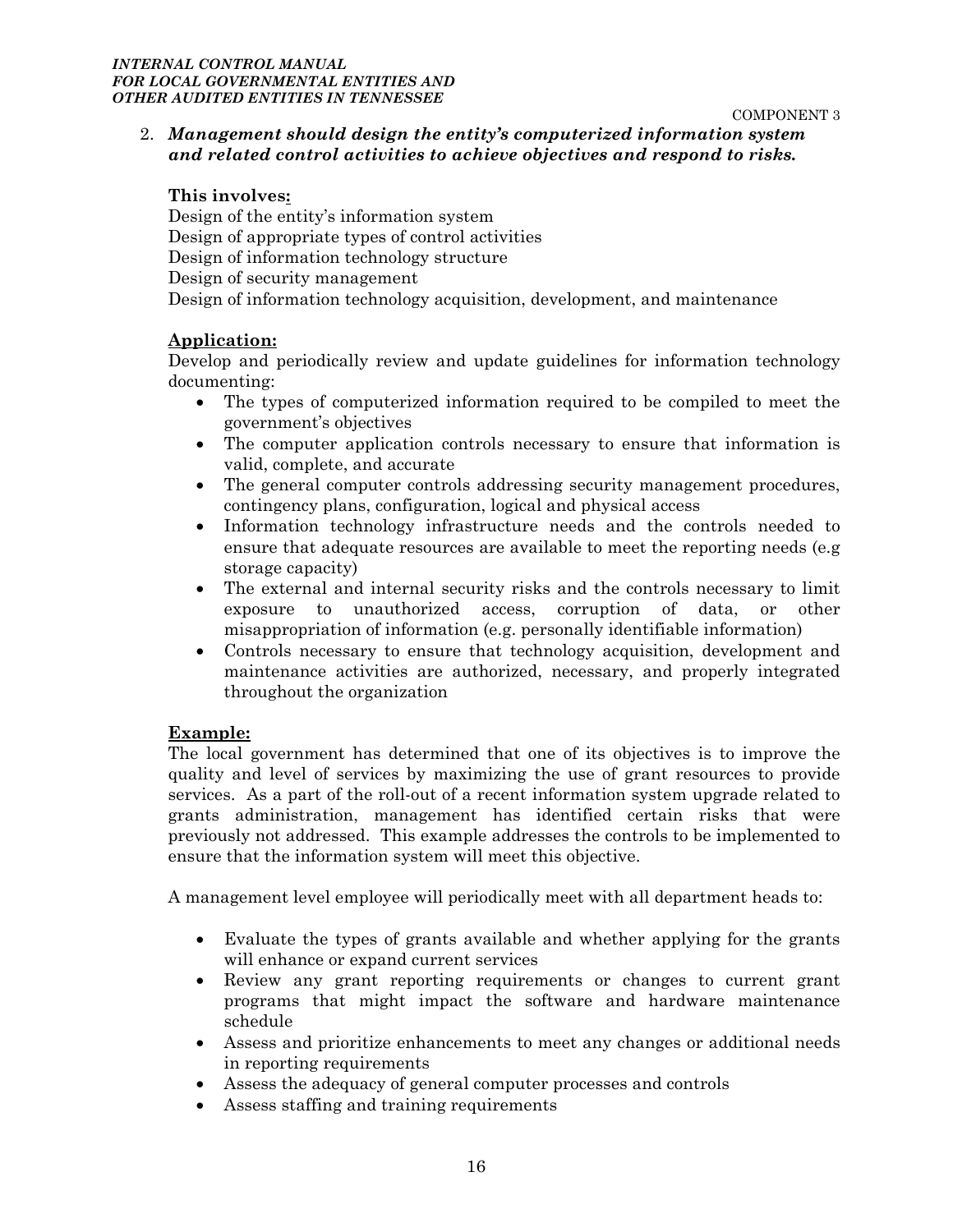2. ***Management should design the entity's computerized information system and related control activities to achieve objectives and respond to risks.***

**This involves:**

Design of the entity's information system
Design of appropriate types of control activities
Design of information technology structure
Design of security management
Design of information technology acquisition, development, and maintenance

**Application:**

Develop and periodically review and update guidelines for information technology documenting:

- The types of computerized information required to be compiled to meet the government's objectives
- The computer application controls necessary to ensure that information is valid, complete, and accurate
- The general computer controls addressing security management procedures, contingency plans, configuration, logical and physical access
- Information technology infrastructure needs and the controls needed to ensure that adequate resources are available to meet the reporting needs (e.g storage capacity)
- The external and internal security risks and the controls necessary to limit exposure to unauthorized access, corruption of data, or other misappropriation of information (e.g. personally identifiable information)
- Controls necessary to ensure that technology acquisition, development and maintenance activities are authorized, necessary, and properly integrated throughout the organization

**Example:**

The local government has determined that one of its objectives is to improve the quality and level of services by maximizing the use of grant resources to provide services. As a part of the roll-out of a recent information system upgrade related to grants administration, management has identified certain risks that were previously not addressed. This example addresses the controls to be implemented to ensure that the information system will meet this objective.

A management level employee will periodically meet with all department heads to:

- Evaluate the types of grants available and whether applying for the grants will enhance or expand current services
- Review any grant reporting requirements or changes to current grant programs that might impact the software and hardware maintenance schedule
- Assess and prioritize enhancements to meet any changes or additional needs in reporting requirements
- Assess the adequacy of general computer processes and controls
- Assess staffing and training requirements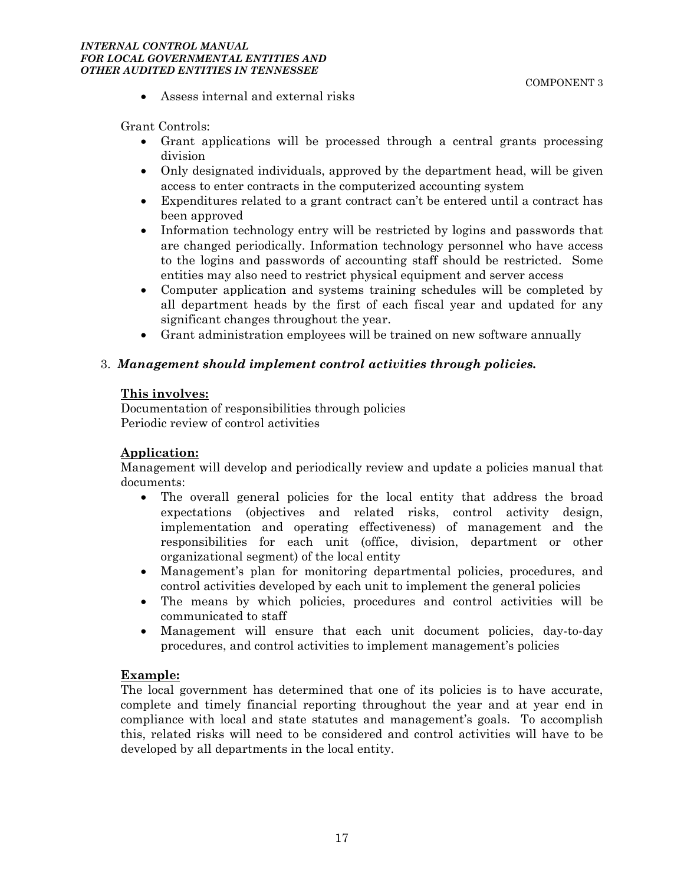- Assess internal and external risks

Grant Controls:

- Grant applications will be processed through a central grants processing division
- Only designated individuals, approved by the department head, will be given access to enter contracts in the computerized accounting system
- Expenditures related to a grant contract can't be entered until a contract has been approved
- Information technology entry will be restricted by logins and passwords that are changed periodically. Information technology personnel who have access to the logins and passwords of accounting staff should be restricted. Some entities may also need to restrict physical equipment and server access
- Computer application and systems training schedules will be completed by all department heads by the first of each fiscal year and updated for any significant changes throughout the year.
- Grant administration employees will be trained on new software annually

3. ***Management should implement control activities through policies.***

**This involves:**

Documentation of responsibilities through policies
Periodic review of control activities

**Application:**

Management will develop and periodically review and update a policies manual that documents:

- The overall general policies for the local entity that address the broad expectations (objectives and related risks, control activity design, implementation and operating effectiveness) of management and the responsibilities for each unit (office, division, department or other organizational segment) of the local entity
- Management's plan for monitoring departmental policies, procedures, and control activities developed by each unit to implement the general policies
- The means by which policies, procedures and control activities will be communicated to staff
- Management will ensure that each unit document policies, day-to-day procedures, and control activities to implement management's policies

**Example:**

The local government has determined that one of its policies is to have accurate, complete and timely financial reporting throughout the year and at year end in compliance with local and state statutes and management's goals. To accomplish this, related risks will need to be considered and control activities will have to be developed by all departments in the local entity.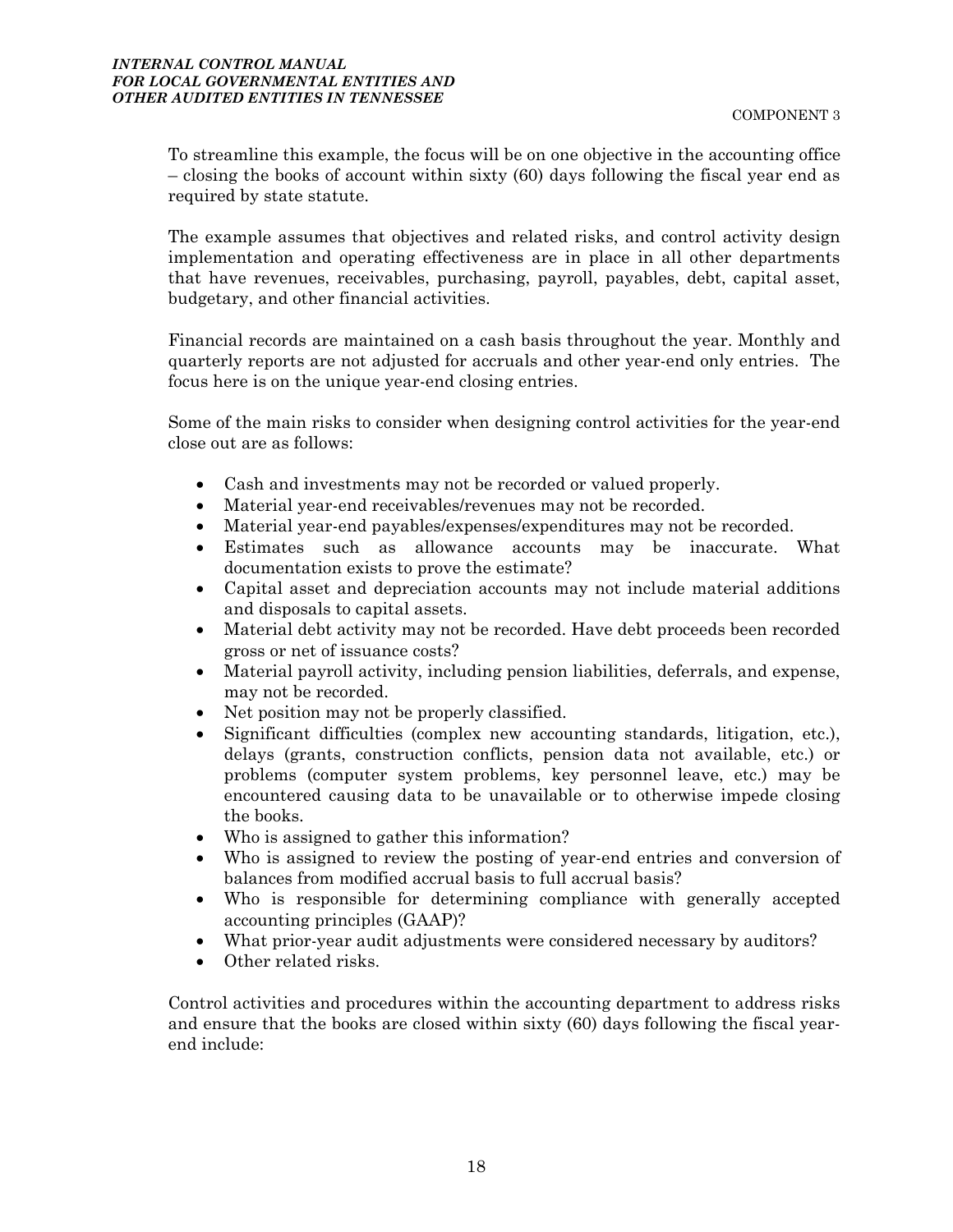To streamline this example, the focus will be on one objective in the accounting office – closing the books of account within sixty (60) days following the fiscal year end as required by state statute.

The example assumes that objectives and related risks, and control activity design implementation and operating effectiveness are in place in all other departments that have revenues, receivables, purchasing, payroll, payables, debt, capital asset, budgetary, and other financial activities.

Financial records are maintained on a cash basis throughout the year. Monthly and quarterly reports are not adjusted for accruals and other year-end only entries. The focus here is on the unique year-end closing entries.

Some of the main risks to consider when designing control activities for the year-end close out are as follows:

- Cash and investments may not be recorded or valued properly.
- Material year-end receivables/revenues may not be recorded.
- Material year-end payables/expenses/expenditures may not be recorded.
- Estimates such as allowance accounts may be inaccurate. What documentation exists to prove the estimate?
- Capital asset and depreciation accounts may not include material additions and disposals to capital assets.
- Material debt activity may not be recorded. Have debt proceeds been recorded gross or net of issuance costs?
- Material payroll activity, including pension liabilities, deferrals, and expense, may not be recorded.
- Net position may not be properly classified.
- Significant difficulties (complex new accounting standards, litigation, etc.), delays (grants, construction conflicts, pension data not available, etc.) or problems (computer system problems, key personnel leave, etc.) may be encountered causing data to be unavailable or to otherwise impede closing the books.
- Who is assigned to gather this information?
- Who is assigned to review the posting of year-end entries and conversion of balances from modified accrual basis to full accrual basis?
- Who is responsible for determining compliance with generally accepted accounting principles (GAAP)?
- What prior-year audit adjustments were considered necessary by auditors?
- Other related risks.

Control activities and procedures within the accounting department to address risks and ensure that the books are closed within sixty (60) days following the fiscal year-end include: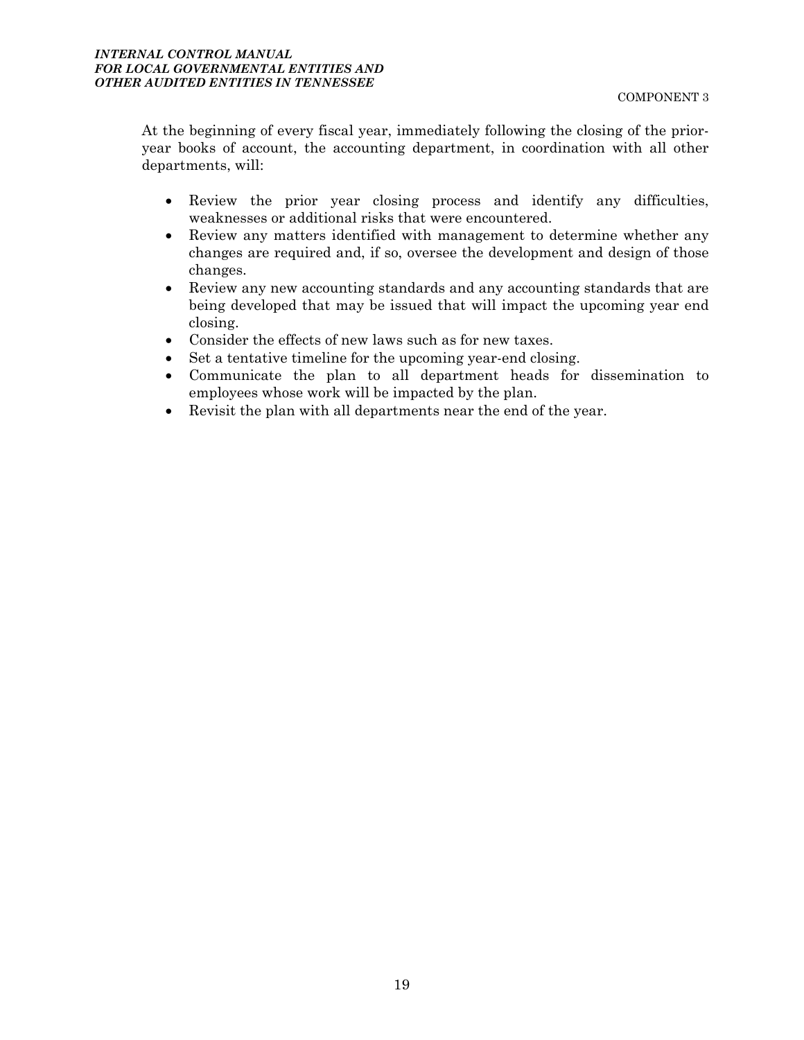At the beginning of every fiscal year, immediately following the closing of the prior-year books of account, the accounting department, in coordination with all other departments, will:

- Review the prior year closing process and identify any difficulties, weaknesses or additional risks that were encountered.
- Review any matters identified with management to determine whether any changes are required and, if so, oversee the development and design of those changes.
- Review any new accounting standards and any accounting standards that are being developed that may be issued that will impact the upcoming year end closing.
- Consider the effects of new laws such as for new taxes.
- Set a tentative timeline for the upcoming year-end closing.
- Communicate the plan to all department heads for dissemination to employees whose work will be impacted by the plan.
- Revisit the plan with all departments near the end of the year.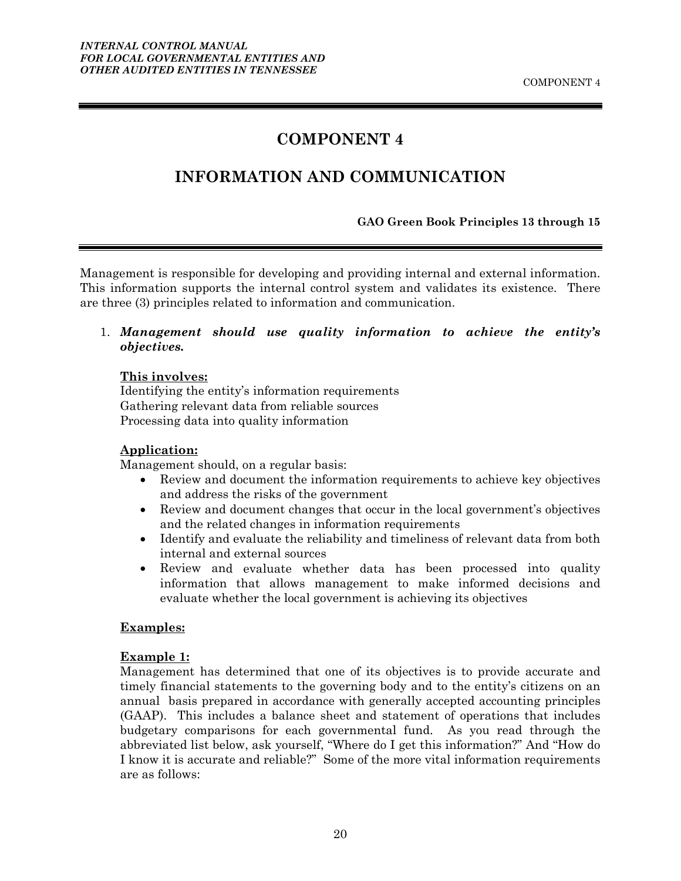# COMPONENT 4

## INFORMATION AND COMMUNICATION

**GAO Green Book Principles 13 through 15**

Management is responsible for developing and providing internal and external information. This information supports the internal control system and validates its existence. There are three (3) principles related to information and communication.

1. ***Management should use quality information to achieve the entity's objectives.***

   **<u>This involves:</u>**
   Identifying the entity's information requirements
   Gathering relevant data from reliable sources
   Processing data into quality information

   **<u>Application:</u>**
   Management should, on a regular basis:
   - Review and document the information requirements to achieve key objectives and address the risks of the government
   - Review and document changes that occur in the local government's objectives and the related changes in information requirements
   - Identify and evaluate the reliability and timeliness of relevant data from both internal and external sources
   - Review and evaluate whether data has been processed into quality information that allows management to make informed decisions and evaluate whether the local government is achieving its objectives

   **<u>Examples:</u>**

   **<u>Example 1:</u>**
   Management has determined that one of its objectives is to provide accurate and timely financial statements to the governing body and to the entity's citizens on an annual basis prepared in accordance with generally accepted accounting principles (GAAP). This includes a balance sheet and statement of operations that includes budgetary comparisons for each governmental fund. As you read through the abbreviated list below, ask yourself, "Where do I get this information?" And "How do I know it is accurate and reliable?" Some of the more vital information requirements are as follows: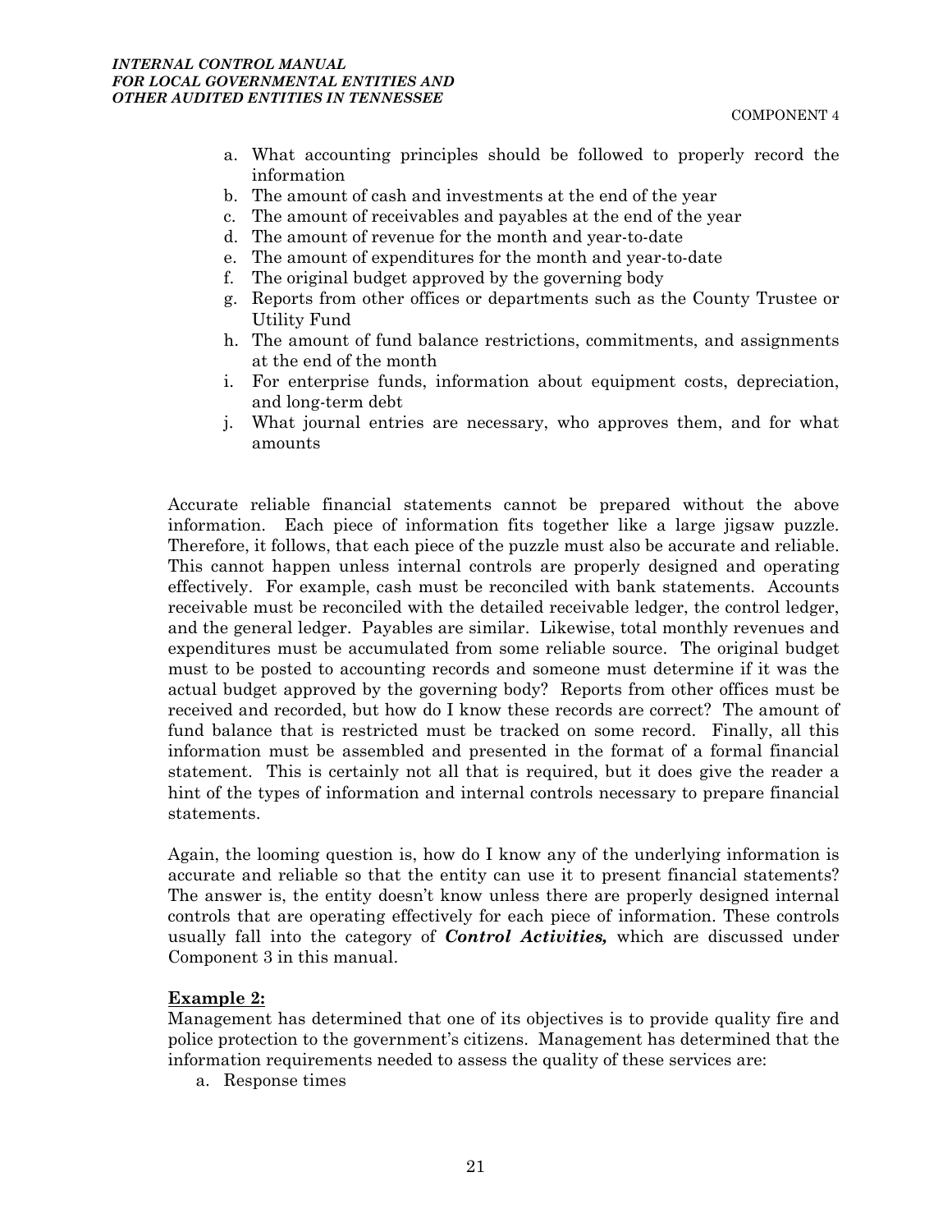a. What accounting principles should be followed to properly record the information
b. The amount of cash and investments at the end of the year
c. The amount of receivables and payables at the end of the year
d. The amount of revenue for the month and year-to-date
e. The amount of expenditures for the month and year-to-date
f. The original budget approved by the governing body
g. Reports from other offices or departments such as the County Trustee or Utility Fund
h. The amount of fund balance restrictions, commitments, and assignments at the end of the month
i. For enterprise funds, information about equipment costs, depreciation, and long-term debt
j. What journal entries are necessary, who approves them, and for what amounts

Accurate reliable financial statements cannot be prepared without the above information. Each piece of information fits together like a large jigsaw puzzle. Therefore, it follows, that each piece of the puzzle must also be accurate and reliable. This cannot happen unless internal controls are properly designed and operating effectively. For example, cash must be reconciled with bank statements. Accounts receivable must be reconciled with the detailed receivable ledger, the control ledger, and the general ledger. Payables are similar. Likewise, total monthly revenues and expenditures must be accumulated from some reliable source. The original budget must to be posted to accounting records and someone must determine if it was the actual budget approved by the governing body? Reports from other offices must be received and recorded, but how do I know these records are correct? The amount of fund balance that is restricted must be tracked on some record. Finally, all this information must be assembled and presented in the format of a formal financial statement. This is certainly not all that is required, but it does give the reader a hint of the types of information and internal controls necessary to prepare financial statements.

Again, the looming question is, how do I know any of the underlying information is accurate and reliable so that the entity can use it to present financial statements? The answer is, the entity doesn't know unless there are properly designed internal controls that are operating effectively for each piece of information. These controls usually fall into the category of ***Control Activities,*** which are discussed under Component 3 in this manual.

**Example 2:**

Management has determined that one of its objectives is to provide quality fire and police protection to the government's citizens. Management has determined that the information requirements needed to assess the quality of these services are:

a. Response times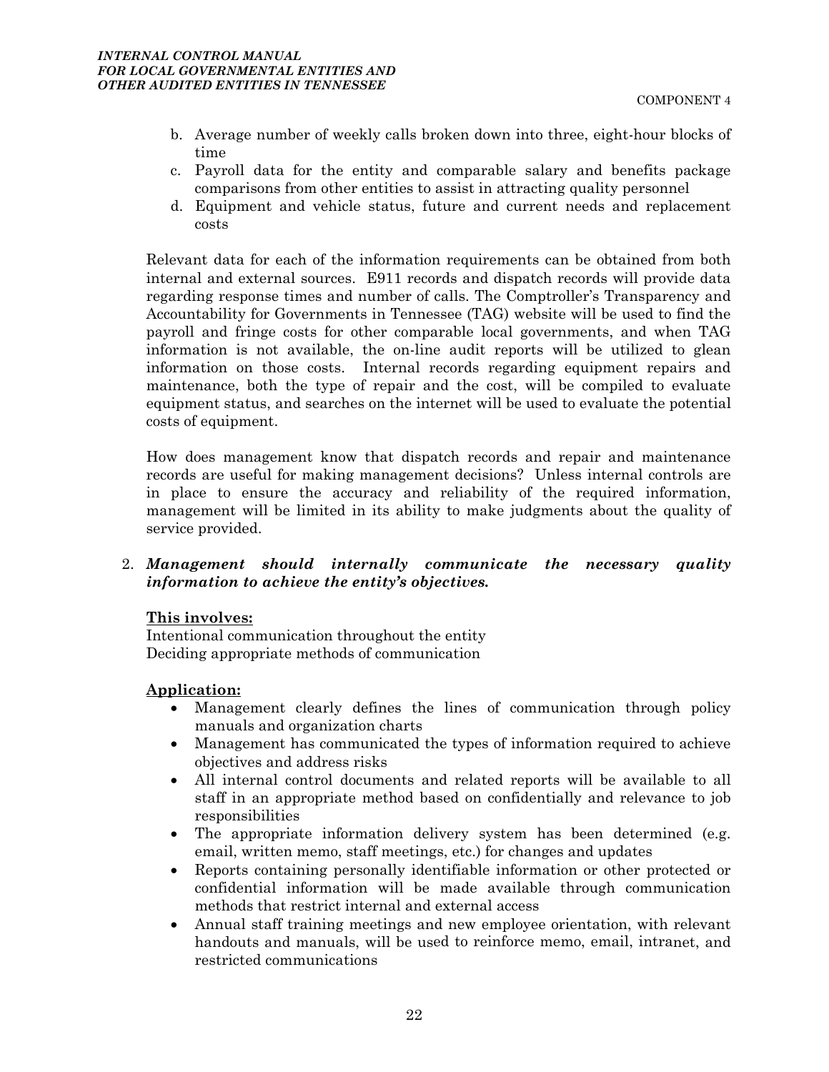b. Average number of weekly calls broken down into three, eight-hour blocks of time
c. Payroll data for the entity and comparable salary and benefits package comparisons from other entities to assist in attracting quality personnel
d. Equipment and vehicle status, future and current needs and replacement costs

Relevant data for each of the information requirements can be obtained from both internal and external sources. E911 records and dispatch records will provide data regarding response times and number of calls. The Comptroller's Transparency and Accountability for Governments in Tennessee (TAG) website will be used to find the payroll and fringe costs for other comparable local governments, and when TAG information is not available, the on-line audit reports will be utilized to glean information on those costs. Internal records regarding equipment repairs and maintenance, both the type of repair and the cost, will be compiled to evaluate equipment status, and searches on the internet will be used to evaluate the potential costs of equipment.

How does management know that dispatch records and repair and maintenance records are useful for making management decisions? Unless internal controls are in place to ensure the accuracy and reliability of the required information, management will be limited in its ability to make judgments about the quality of service provided.

2. ***Management should internally communicate the necessary quality information to achieve the entity's objectives.***

**This involves:**
Intentional communication throughout the entity
Deciding appropriate methods of communication

**Application:**

- Management clearly defines the lines of communication through policy manuals and organization charts
- Management has communicated the types of information required to achieve objectives and address risks
- All internal control documents and related reports will be available to all staff in an appropriate method based on confidentially and relevance to job responsibilities
- The appropriate information delivery system has been determined (e.g. email, written memo, staff meetings, etc.) for changes and updates
- Reports containing personally identifiable information or other protected or confidential information will be made available through communication methods that restrict internal and external access
- Annual staff training meetings and new employee orientation, with relevant handouts and manuals, will be used to reinforce memo, email, intranet, and restricted communications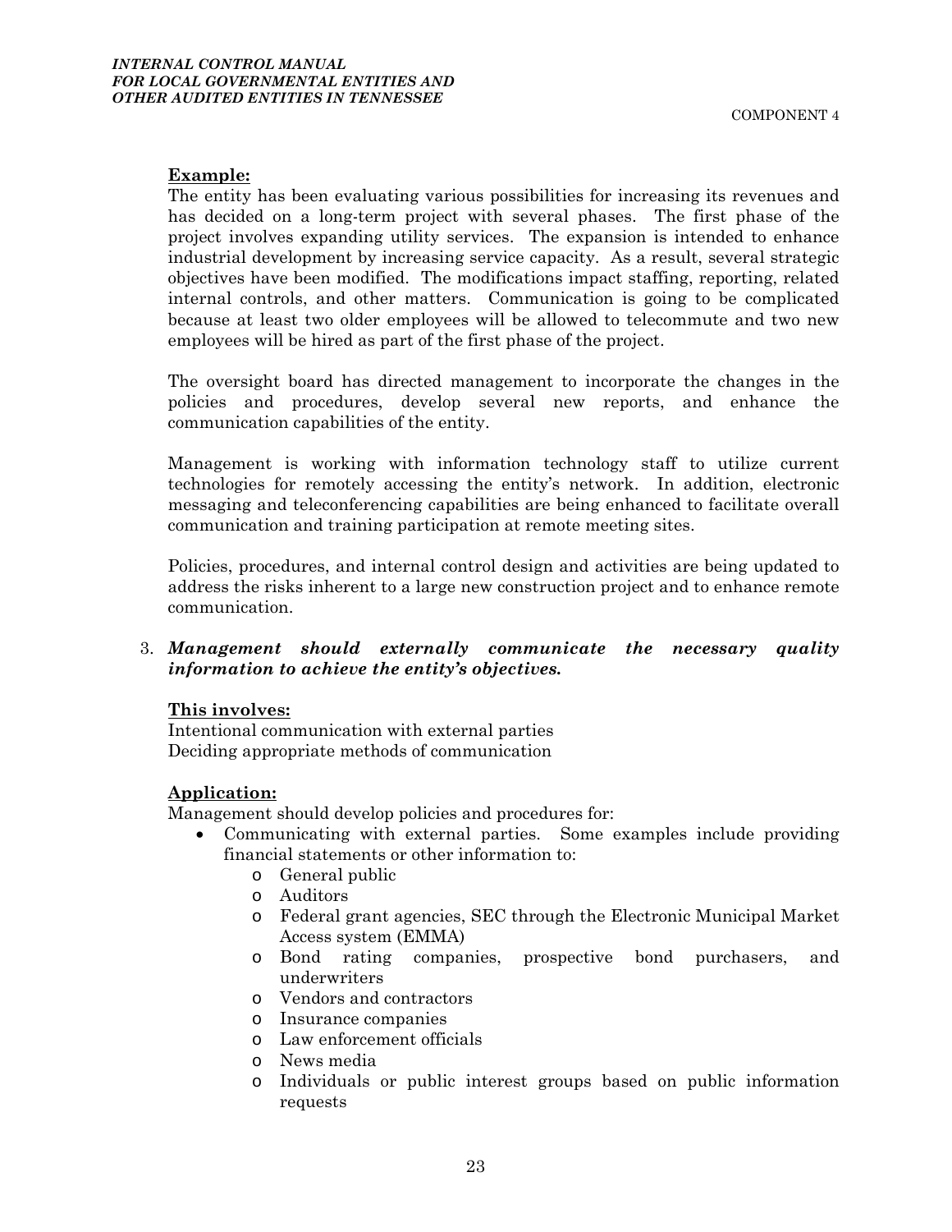**Example:**

The entity has been evaluating various possibilities for increasing its revenues and has decided on a long-term project with several phases. The first phase of the project involves expanding utility services. The expansion is intended to enhance industrial development by increasing service capacity. As a result, several strategic objectives have been modified. The modifications impact staffing, reporting, related internal controls, and other matters. Communication is going to be complicated because at least two older employees will be allowed to telecommute and two new employees will be hired as part of the first phase of the project.

The oversight board has directed management to incorporate the changes in the policies and procedures, develop several new reports, and enhance the communication capabilities of the entity.

Management is working with information technology staff to utilize current technologies for remotely accessing the entity's network. In addition, electronic messaging and teleconferencing capabilities are being enhanced to facilitate overall communication and training participation at remote meeting sites.

Policies, procedures, and internal control design and activities are being updated to address the risks inherent to a large new construction project and to enhance remote communication.

3. ***Management should externally communicate the necessary quality information to achieve the entity's objectives.***

**This involves:**

Intentional communication with external parties
Deciding appropriate methods of communication

**Application:**

Management should develop policies and procedures for:

- Communicating with external parties. Some examples include providing financial statements or other information to:
    - General public
    - Auditors
    - Federal grant agencies, SEC through the Electronic Municipal Market Access system (EMMA)
    - Bond rating companies, prospective bond purchasers, and underwriters
    - Vendors and contractors
    - Insurance companies
    - Law enforcement officials
    - News media
    - Individuals or public interest groups based on public information requests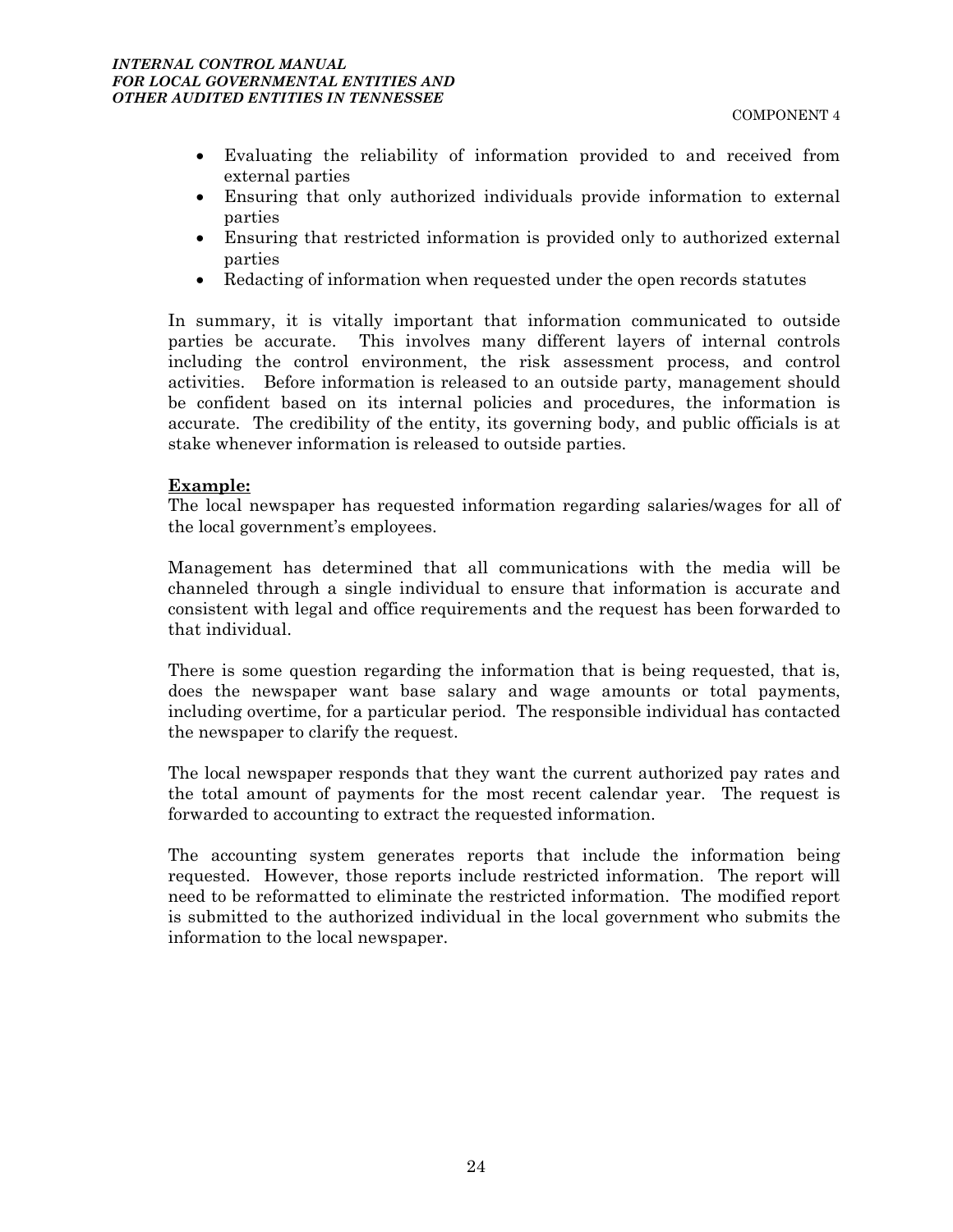- Evaluating the reliability of information provided to and received from external parties
- Ensuring that only authorized individuals provide information to external parties
- Ensuring that restricted information is provided only to authorized external parties
- Redacting of information when requested under the open records statutes

In summary, it is vitally important that information communicated to outside parties be accurate. This involves many different layers of internal controls including the control environment, the risk assessment process, and control activities. Before information is released to an outside party, management should be confident based on its internal policies and procedures, the information is accurate. The credibility of the entity, its governing body, and public officials is at stake whenever information is released to outside parties.

**Example:**

The local newspaper has requested information regarding salaries/wages for all of the local government's employees.

Management has determined that all communications with the media will be channeled through a single individual to ensure that information is accurate and consistent with legal and office requirements and the request has been forwarded to that individual.

There is some question regarding the information that is being requested, that is, does the newspaper want base salary and wage amounts or total payments, including overtime, for a particular period. The responsible individual has contacted the newspaper to clarify the request.

The local newspaper responds that they want the current authorized pay rates and the total amount of payments for the most recent calendar year. The request is forwarded to accounting to extract the requested information.

The accounting system generates reports that include the information being requested. However, those reports include restricted information. The report will need to be reformatted to eliminate the restricted information. The modified report is submitted to the authorized individual in the local government who submits the information to the local newspaper.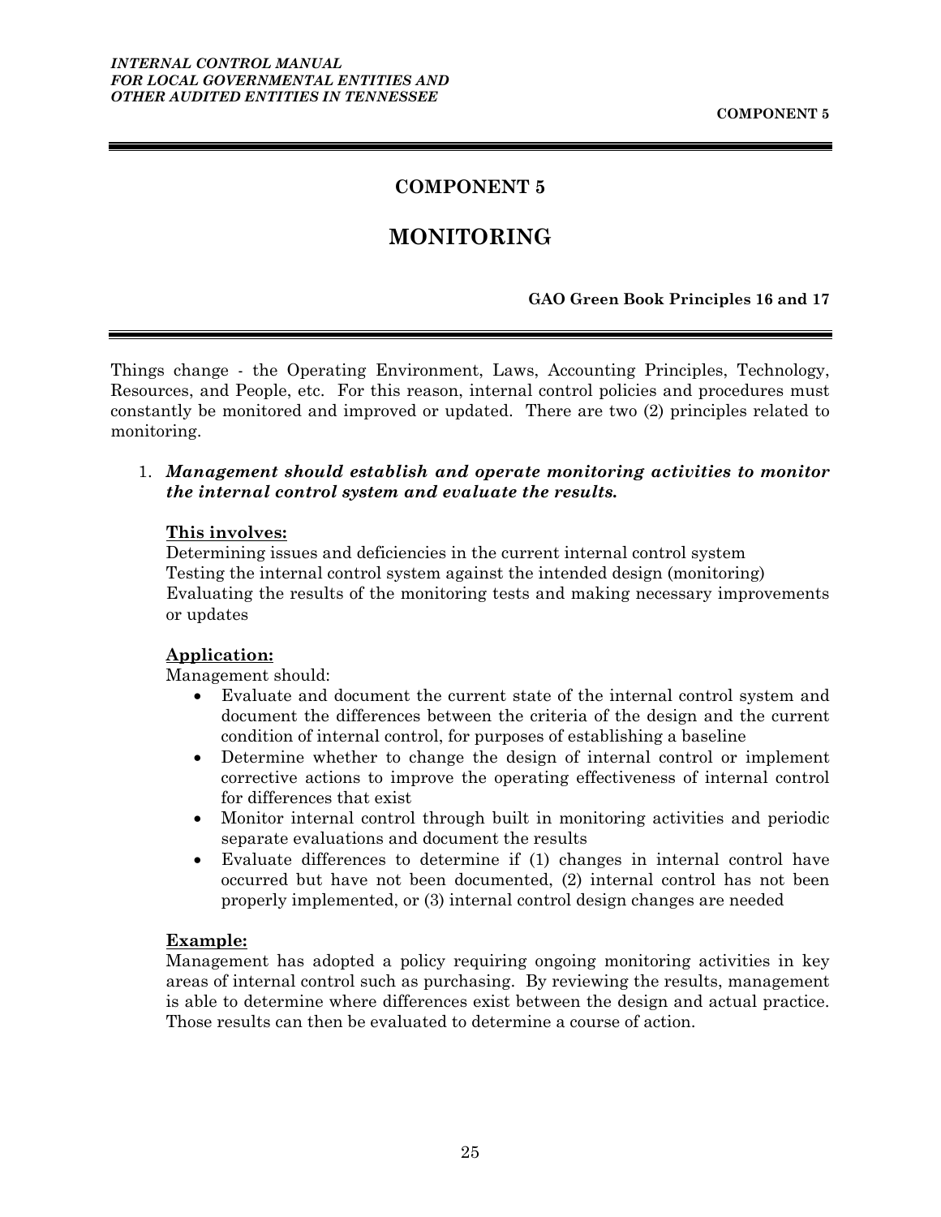# COMPONENT 5

# MONITORING

**GAO Green Book Principles 16 and 17**

Things change - the Operating Environment, Laws, Accounting Principles, Technology, Resources, and People, etc. For this reason, internal control policies and procedures must constantly be monitored and improved or updated. There are two (2) principles related to monitoring.

1. ***Management should establish and operate monitoring activities to monitor the internal control system and evaluate the results.***

   **<u>This involves:</u>**
   Determining issues and deficiencies in the current internal control system
   Testing the internal control system against the intended design (monitoring)
   Evaluating the results of the monitoring tests and making necessary improvements or updates

   **<u>Application:</u>**
   Management should:

   - Evaluate and document the current state of the internal control system and document the differences between the criteria of the design and the current condition of internal control, for purposes of establishing a baseline
   - Determine whether to change the design of internal control or implement corrective actions to improve the operating effectiveness of internal control for differences that exist
   - Monitor internal control through built in monitoring activities and periodic separate evaluations and document the results
   - Evaluate differences to determine if (1) changes in internal control have occurred but have not been documented, (2) internal control has not been properly implemented, or (3) internal control design changes are needed

   **<u>Example:</u>**
   Management has adopted a policy requiring ongoing monitoring activities in key areas of internal control such as purchasing. By reviewing the results, management is able to determine where differences exist between the design and actual practice. Those results can then be evaluated to determine a course of action.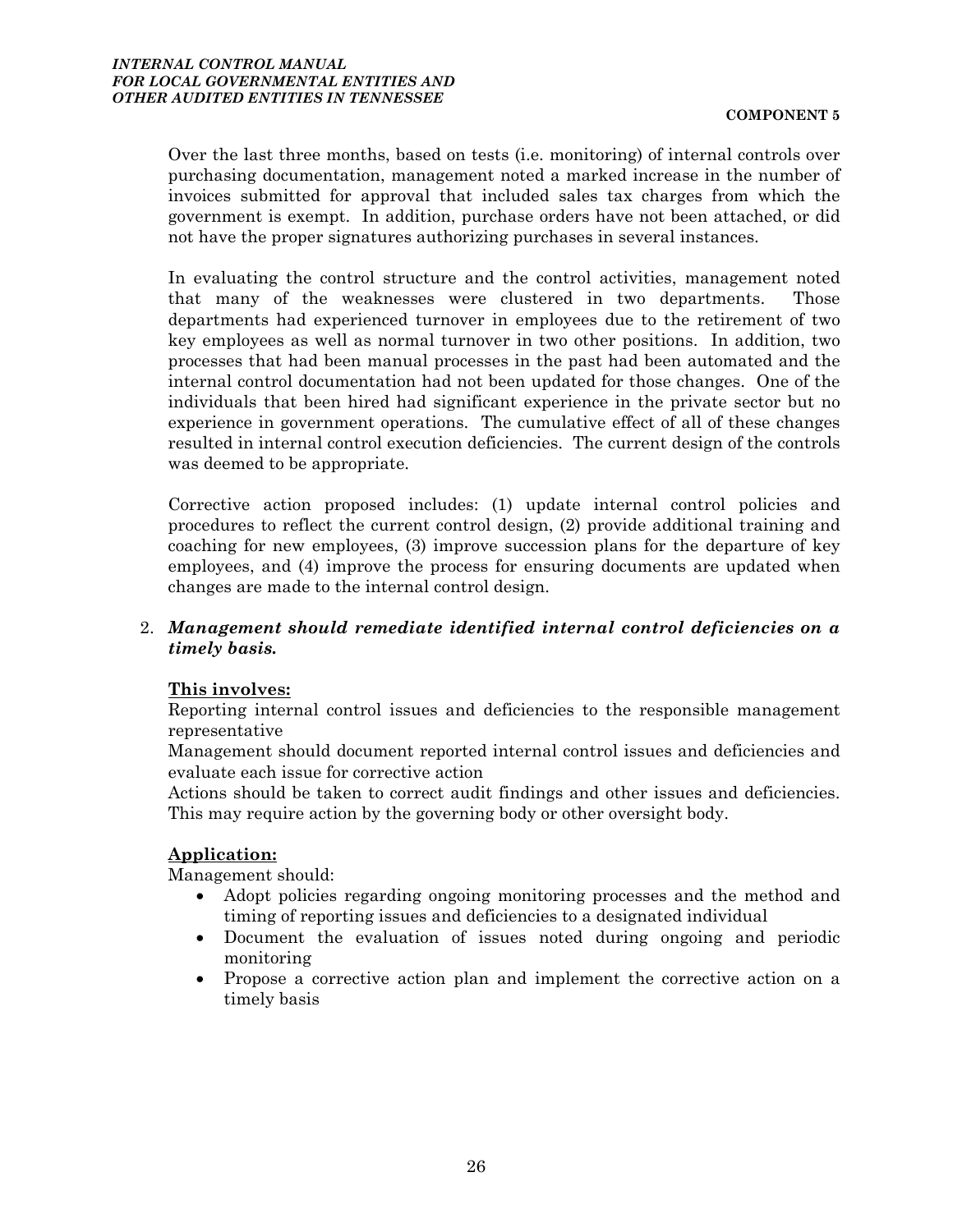Over the last three months, based on tests (i.e. monitoring) of internal controls over purchasing documentation, management noted a marked increase in the number of invoices submitted for approval that included sales tax charges from which the government is exempt. In addition, purchase orders have not been attached, or did not have the proper signatures authorizing purchases in several instances.

In evaluating the control structure and the control activities, management noted that many of the weaknesses were clustered in two departments. Those departments had experienced turnover in employees due to the retirement of two key employees as well as normal turnover in two other positions. In addition, two processes that had been manual processes in the past had been automated and the internal control documentation had not been updated for those changes. One of the individuals that been hired had significant experience in the private sector but no experience in government operations. The cumulative effect of all of these changes resulted in internal control execution deficiencies. The current design of the controls was deemed to be appropriate.

Corrective action proposed includes: (1) update internal control policies and procedures to reflect the current control design, (2) provide additional training and coaching for new employees, (3) improve succession plans for the departure of key employees, and (4) improve the process for ensuring documents are updated when changes are made to the internal control design.

2. ***Management should remediate identified internal control deficiencies on a timely basis.***

**This involves:**

Reporting internal control issues and deficiencies to the responsible management representative

Management should document reported internal control issues and deficiencies and evaluate each issue for corrective action

Actions should be taken to correct audit findings and other issues and deficiencies. This may require action by the governing body or other oversight body.

**Application:**

Management should:

- Adopt policies regarding ongoing monitoring processes and the method and timing of reporting issues and deficiencies to a designated individual
- Document the evaluation of issues noted during ongoing and periodic monitoring
- Propose a corrective action plan and implement the corrective action on a timely basis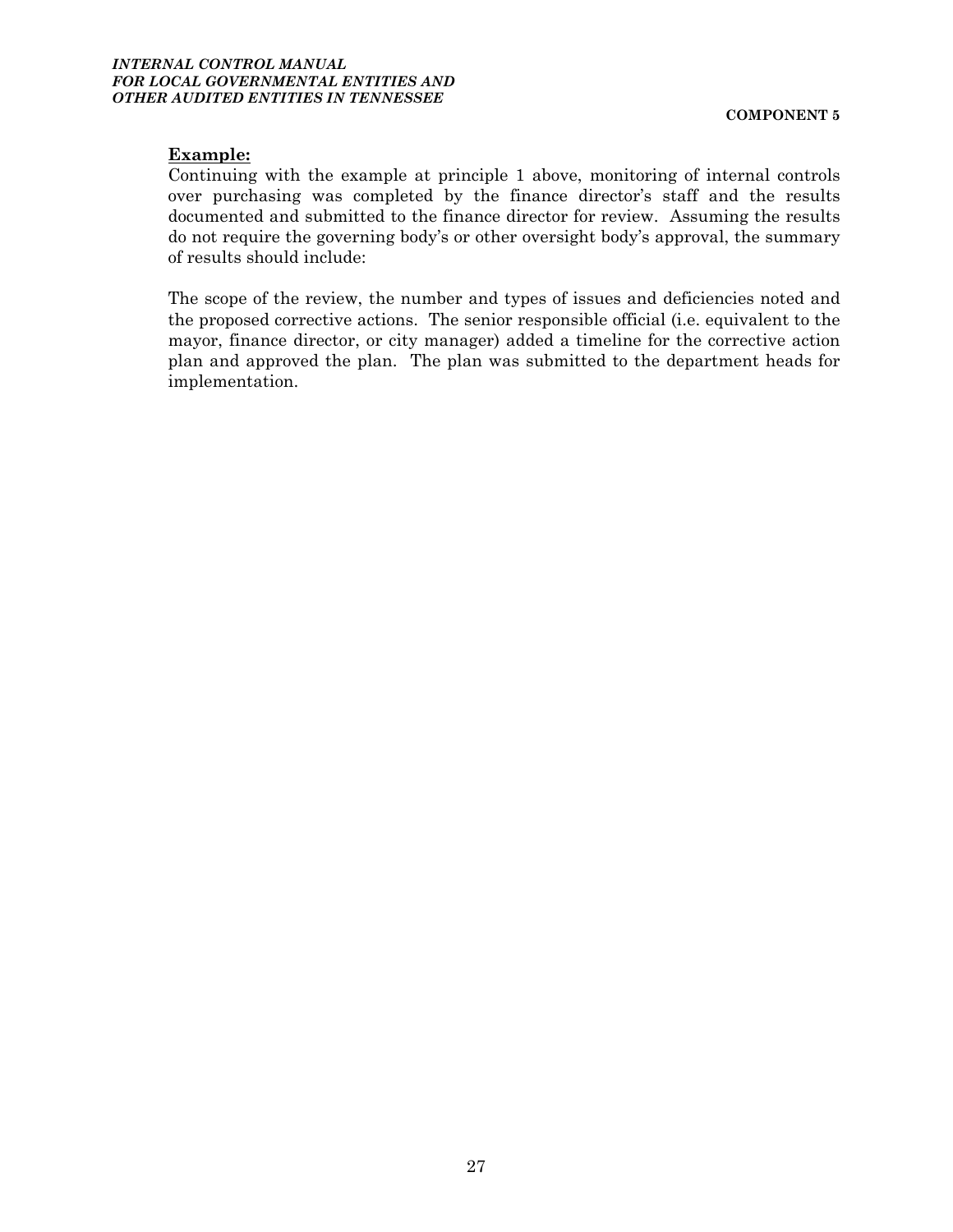**Example:**

Continuing with the example at principle 1 above, monitoring of internal controls over purchasing was completed by the finance director's staff and the results documented and submitted to the finance director for review. Assuming the results do not require the governing body's or other oversight body's approval, the summary of results should include:

The scope of the review, the number and types of issues and deficiencies noted and the proposed corrective actions. The senior responsible official (i.e. equivalent to the mayor, finance director, or city manager) added a timeline for the corrective action plan and approved the plan. The plan was submitted to the department heads for implementation.